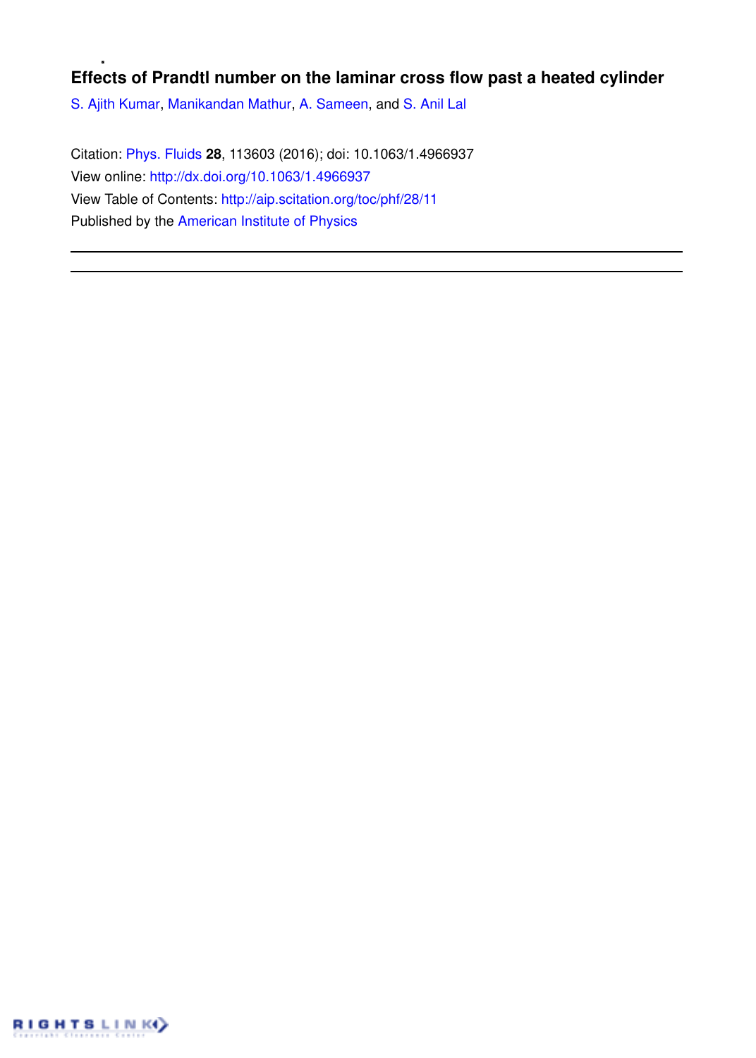# Effects of Prandtl number on the laminar cross flow past a heated cylinder

S. Ajith Kumar, Manikandan Mathur, A. Sameen, and S. Anil Lal

Citation: Phys. Fluids **28**, 113603 (2016); doi: 10.1063/1.4966937

View online: http://dx.doi.org/10.1063/1.4966937

View Table of Contents: http://aip.scitation.org/toc/phf/28/11

Published by the American Institute of Physics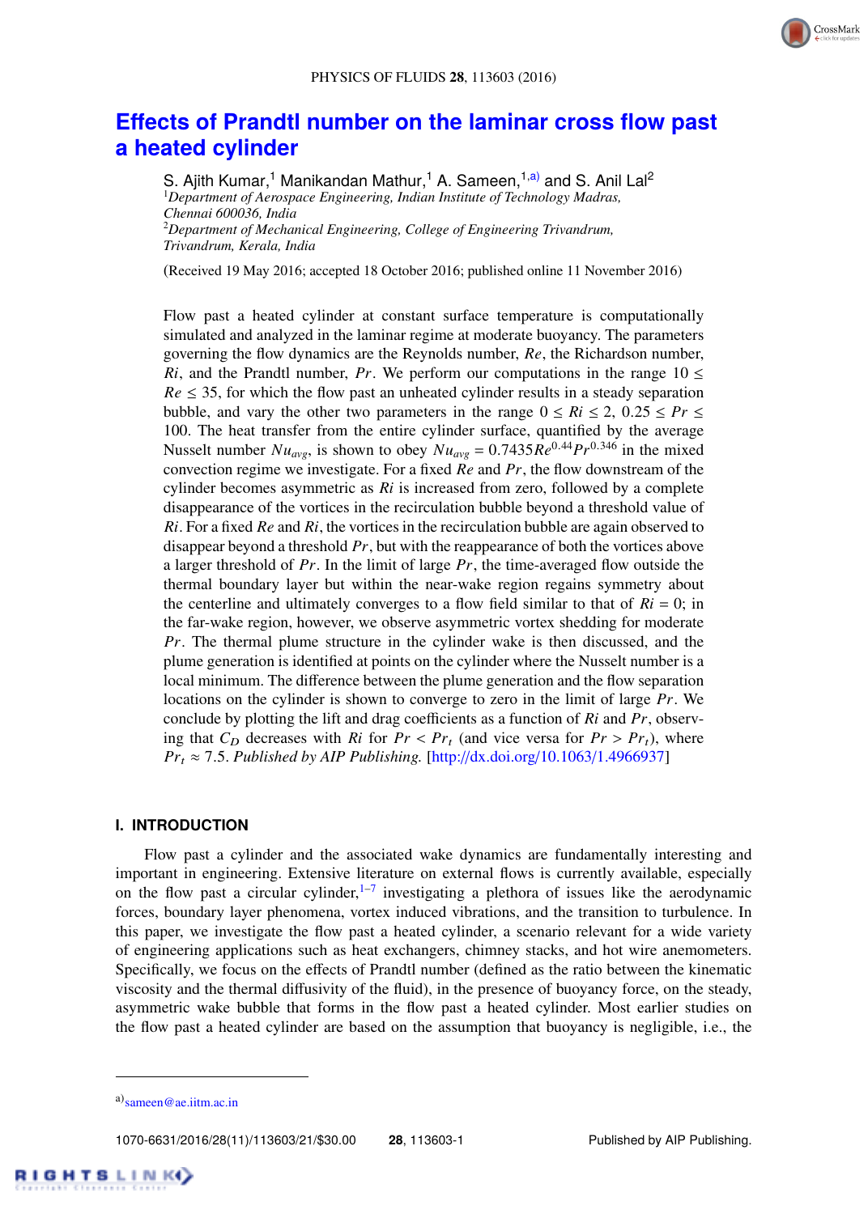# Effects of Prandtl number on the laminar cross flow past a heated cylinder

S. Ajith Kumar,[1] Manikandan Mathur,[1] A. Sameen,[1,a] and S. Anil Lal[2]

[1]*Department of Aerospace Engineering, Indian Institute of Technology Madras, Chennai 600036, India*

[2]*Department of Mechanical Engineering, College of Engineering Trivandrum, Trivandrum, Kerala, India*

(Received 19 May 2016; accepted 18 October 2016; published online 11 November 2016)

Flow past a heated cylinder at constant surface temperature is computationally simulated and analyzed in the laminar regime at moderate buoyancy. The parameters governing the flow dynamics are the Reynolds number, $Re$, the Richardson number, $Ri$, and the Prandtl number, $Pr$. We perform our computations in the range $10 \leq Re \leq 35$, for which the flow past an unheated cylinder results in a steady separation bubble, and vary the other two parameters in the range $0 \leq Ri \leq 2$, $0.25 \leq Pr \leq 100$. The heat transfer from the entire cylinder surface, quantified by the average Nusselt number $Nu_{avg}$, is shown to obey $Nu_{avg} = 0.7435 Re^{0.44} Pr^{0.346}$ in the mixed convection regime we investigate. For a fixed $Re$ and $Pr$, the flow downstream of the cylinder becomes asymmetric as $Ri$ is increased from zero, followed by a complete disappearance of the vortices in the recirculation bubble beyond a threshold value of $Ri$. For a fixed $Re$ and $Ri$, the vortices in the recirculation bubble are again observed to disappear beyond a threshold $Pr$, but with the reappearance of both the vortices above a larger threshold of $Pr$. In the limit of large $Pr$, the time-averaged flow outside the thermal boundary layer but within the near-wake region regains symmetry about the centerline and ultimately converges to a flow field similar to that of $Ri = 0$; in the far-wake region, however, we observe asymmetric vortex shedding for moderate $Pr$. The thermal plume structure in the cylinder wake is then discussed, and the plume generation is identified at points on the cylinder where the Nusselt number is a local minimum. The difference between the plume generation and the flow separation locations on the cylinder is shown to converge to zero in the limit of large $Pr$. We conclude by plotting the lift and drag coefficients as a function of $Ri$ and $Pr$, observing that $C_D$ decreases with $Ri$ for $Pr < Pr_t$ (and vice versa for $Pr > Pr_t$), where $Pr_t \approx 7.5$. *Published by AIP Publishing.* [http://dx.doi.org/10.1063/1.4966937]

## I. INTRODUCTION

Flow past a cylinder and the associated wake dynamics are fundamentally interesting and important in engineering. Extensive literature on external flows is currently available, especially on the flow past a circular cylinder,[1–7] investigating a plethora of issues like the aerodynamic forces, boundary layer phenomena, vortex induced vibrations, and the transition to turbulence. In this paper, we investigate the flow past a heated cylinder, a scenario relevant for a wide variety of engineering applications such as heat exchangers, chimney stacks, and hot wire anemometers. Specifically, we focus on the effects of Prandtl number (defined as the ratio between the kinematic viscosity and the thermal diffusivity of the fluid), in the presence of buoyancy force, on the steady, asymmetric wake bubble that forms in the flow past a heated cylinder. Most earlier studies on the flow past a heated cylinder are based on the assumption that buoyancy is negligible, i.e., the

[a]sameen@ae.iitm.ac.in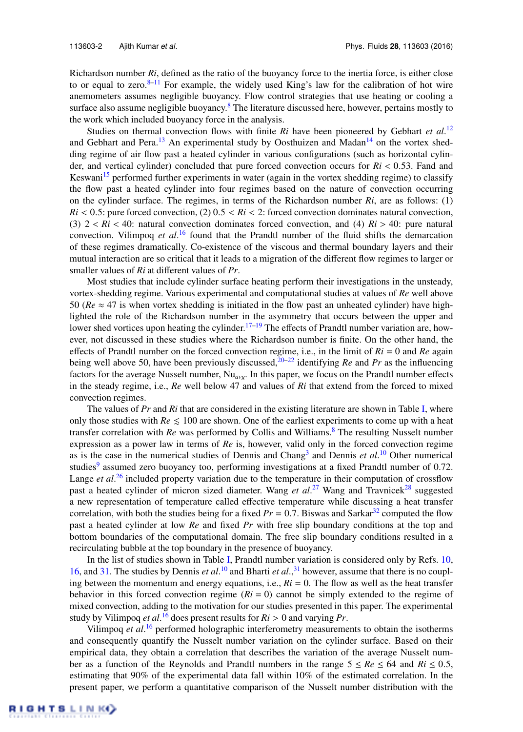Richardson number *Ri*, defined as the ratio of the buoyancy force to the inertia force, is either close to or equal to zero.[8–11] For example, the widely used King's law for the calibration of hot wire anemometers assumes negligible buoyancy. Flow control strategies that use heating or cooling a surface also assume negligible buoyancy.[8] The literature discussed here, however, pertains mostly to the work which included buoyancy force in the analysis.

Studies on thermal convection flows with finite *Ri* have been pioneered by Gebhart *et al.*[12] and Gebhart and Pera.[13] An experimental study by Oosthuizen and Madan[14] on the vortex shedding regime of air flow past a heated cylinder in various configurations (such as horizontal cylinder, and vertical cylinder) concluded that pure forced convection occurs for $Ri < 0.53$. Fand and Keswani[15] performed further experiments in water (again in the vortex shedding regime) to classify the flow past a heated cylinder into four regimes based on the nature of convection occurring on the cylinder surface. The regimes, in terms of the Richardson number *Ri*, are as follows: (1) $Ri < 0.5$: pure forced convection, (2) $0.5 < Ri < 2$: forced convection dominates natural convection, (3) $2 < Ri < 40$: natural convection dominates forced convection, and (4) $Ri > 40$: pure natural convection. Vilimpoq *et al.*[16] found that the Prandtl number of the fluid shifts the demarcation of these regimes dramatically. Co-existence of the viscous and thermal boundary layers and their mutual interaction are so critical that it leads to a migration of the different flow regimes to larger or smaller values of *Ri* at different values of *Pr*.

Most studies that include cylinder surface heating perform their investigations in the unsteady, vortex-shedding regime. Various experimental and computational studies at values of *Re* well above 50 ($Re \approx 47$ is when vortex shedding is initiated in the flow past an unheated cylinder) have highlighted the role of the Richardson number in the asymmetry that occurs between the upper and lower shed vortices upon heating the cylinder.[17–19] The effects of Prandtl number variation are, however, not discussed in these studies where the Richardson number is finite. On the other hand, the effects of Prandtl number on the forced convection regime, i.e., in the limit of $Ri = 0$ and *Re* again being well above 50, have been previously discussed,[20–22] identifying *Re* and *Pr* as the influencing factors for the average Nusselt number, $Nu_{avg}$. In this paper, we focus on the Prandtl number effects in the steady regime, i.e., *Re* well below 47 and values of *Ri* that extend from the forced to mixed convection regimes.

The values of *Pr* and *Ri* that are considered in the existing literature are shown in Table I, where only those studies with $Re \lesssim 100$ are shown. One of the earliest experiments to come up with a heat transfer correlation with *Re* was performed by Collis and Williams.[8] The resulting Nusselt number expression as a power law in terms of *Re* is, however, valid only in the forced convection regime as is the case in the numerical studies of Dennis and Chang[3] and Dennis *et al.*[10] Other numerical studies[9] assumed zero buoyancy too, performing investigations at a fixed Prandtl number of 0.72. Lange *et al.*[26] included property variation due to the temperature in their computation of crossflow past a heated cylinder of micron sized diameter. Wang *et al.*[27] Wang and Travnicek[28] suggested a new representation of temperature called effective temperature while discussing a heat transfer correlation, with both the studies being for a fixed $Pr = 0.7$. Biswas and Sarkar[32] computed the flow past a heated cylinder at low *Re* and fixed *Pr* with free slip boundary conditions at the top and bottom boundaries of the computational domain. The free slip boundary conditions resulted in a recirculating bubble at the top boundary in the presence of buoyancy.

In the list of studies shown in Table I, Prandtl number variation is considered only by Refs. 10, 16, and 31. The studies by Dennis *et al.*[10] and Bharti *et al.*,[31] however, assume that there is no coupling between the momentum and energy equations, i.e., $Ri = 0$. The flow as well as the heat transfer behavior in this forced convection regime ($Ri = 0$) cannot be simply extended to the regime of mixed convection, adding to the motivation for our studies presented in this paper. The experimental study by Vilimpoq *et al.*[16] does present results for $Ri > 0$ and varying *Pr*.

Vilimpoq *et al.*[16] performed holographic interferometry measurements to obtain the isotherms and consequently quantify the Nusselt number variation on the cylinder surface. Based on their empirical data, they obtain a correlation that describes the variation of the average Nusselt number as a function of the Reynolds and Prandtl numbers in the range $5 \le Re \le 64$ and $Ri \le 0.5$, estimating that 90% of the experimental data fall within 10% of the estimated correlation. In the present paper, we perform a quantitative comparison of the Nusselt number distribution with the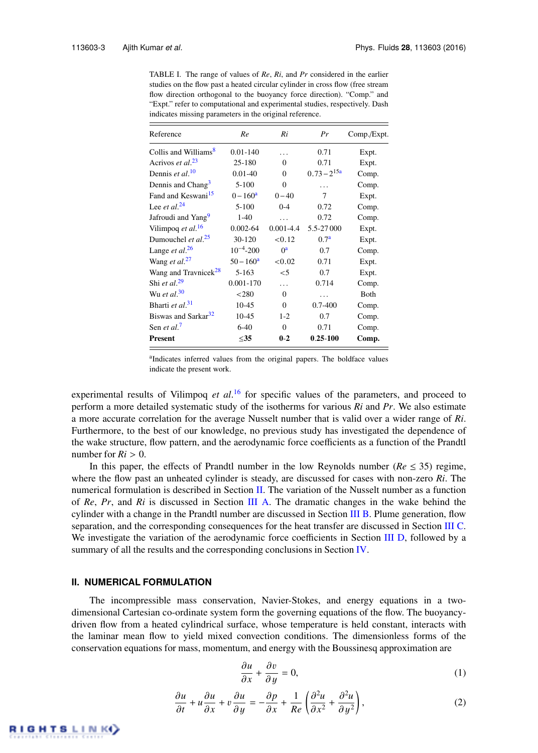TABLE I. The range of values of *Re*, *Ri*, and *Pr* considered in the earlier studies on the flow past a heated circular cylinder in cross flow (free stream flow direction orthogonal to the buoyancy force direction). "Comp." and "Expt." refer to computational and experimental studies, respectively. Dash indicates missing parameters in the original reference.

| Reference | *Re* | *Ri* | *Pr* | Comp./Expt. |
|---|---|---|---|---|
| Collis and Williams[8] | 0.01-140 | ... | 0.71 | Expt. |
| Acrivos *et al.*[23] | 25-180 | 0 | 0.71 | Expt. |
| Dennis *et al.*[10] | 0.01-40 | 0 | $0.73-2^{15}$[a] | Comp. |
| Dennis and Chang[3] | 5-100 | 0 | ... | Comp. |
| Fand and Keswani[15] | $0-160$[a] | $0-40$ | 7 | Expt. |
| Lee *et al.*[24] | 5-100 | 0-4 | 0.72 | Comp. |
| Jafroudi and Yang[9] | 1-40 | ... | 0.72 | Comp. |
| Vilimpoq *et al.*[16] | 0.002-64 | 0.001-4.4 | 5.5-27 000 | Expt. |
| Dumouchel *et al.*[25] | 30-120 | <0.12 | 0.7[a] | Expt. |
| Lange *et al.*[26] | $10^{-4}$-200 | 0[a] | 0.7 | Comp. |
| Wang *et al.*[27] | $50-160$[a] | <0.02 | 0.71 | Expt. |
| Wang and Travnicek[28] | 5-163 | <5 | 0.7 | Expt. |
| Shi *et al.*[29] | 0.001-170 | ... | 0.714 | Comp. |
| Wu *et al.*[30] | <280 | 0 | ... | Both |
| Bharti *et al.*[31] | 10-45 | 0 | 0.7-400 | Comp. |
| Biswas and Sarkar[32] | 10-45 | 1-2 | 0.7 | Comp. |
| Sen *et al.*[7] | 6-40 | 0 | 0.71 | Comp. |
| **Present** | **≤35** | **0-2** | **0.25-100** | **Comp.** |

[a]Indicates inferred values from the original papers. The boldface values indicate the present work.

experimental results of Vilimpoq *et al.*[16] for specific values of the parameters, and proceed to perform a more detailed systematic study of the isotherms for various *Ri* and *Pr*. We also estimate a more accurate correlation for the average Nusselt number that is valid over a wider range of *Ri*. Furthermore, to the best of our knowledge, no previous study has investigated the dependence of the wake structure, flow pattern, and the aerodynamic force coefficients as a function of the Prandtl number for $Ri > 0$.

In this paper, the effects of Prandtl number in the low Reynolds number ($Re \leq 35$) regime, where the flow past an unheated cylinder is steady, are discussed for cases with non-zero *Ri*. The numerical formulation is described in Section II. The variation of the Nusselt number as a function of *Re*, *Pr*, and *Ri* is discussed in Section III A. The dramatic changes in the wake behind the cylinder with a change in the Prandtl number are discussed in Section III B. Plume generation, flow separation, and the corresponding consequences for the heat transfer are discussed in Section III C. We investigate the variation of the aerodynamic force coefficients in Section III D, followed by a summary of all the results and the corresponding conclusions in Section IV.

## II. NUMERICAL FORMULATION

The incompressible mass conservation, Navier-Stokes, and energy equations in a two-dimensional Cartesian co-ordinate system form the governing equations of the flow. The buoyancy-driven flow from a heated cylindrical surface, whose temperature is held constant, interacts with the laminar mean flow to yield mixed convection conditions. The dimensionless forms of the conservation equations for mass, momentum, and energy with the Boussinesq approximation are

$$\frac{\partial u}{\partial x} + \frac{\partial v}{\partial y} = 0, \tag{1}$$

$$\frac{\partial u}{\partial t} + u\frac{\partial u}{\partial x} + v\frac{\partial u}{\partial y} = -\frac{\partial p}{\partial x} + \frac{1}{Re}\left(\frac{\partial^2 u}{\partial x^2} + \frac{\partial^2 u}{\partial y^2}\right), \tag{2}$$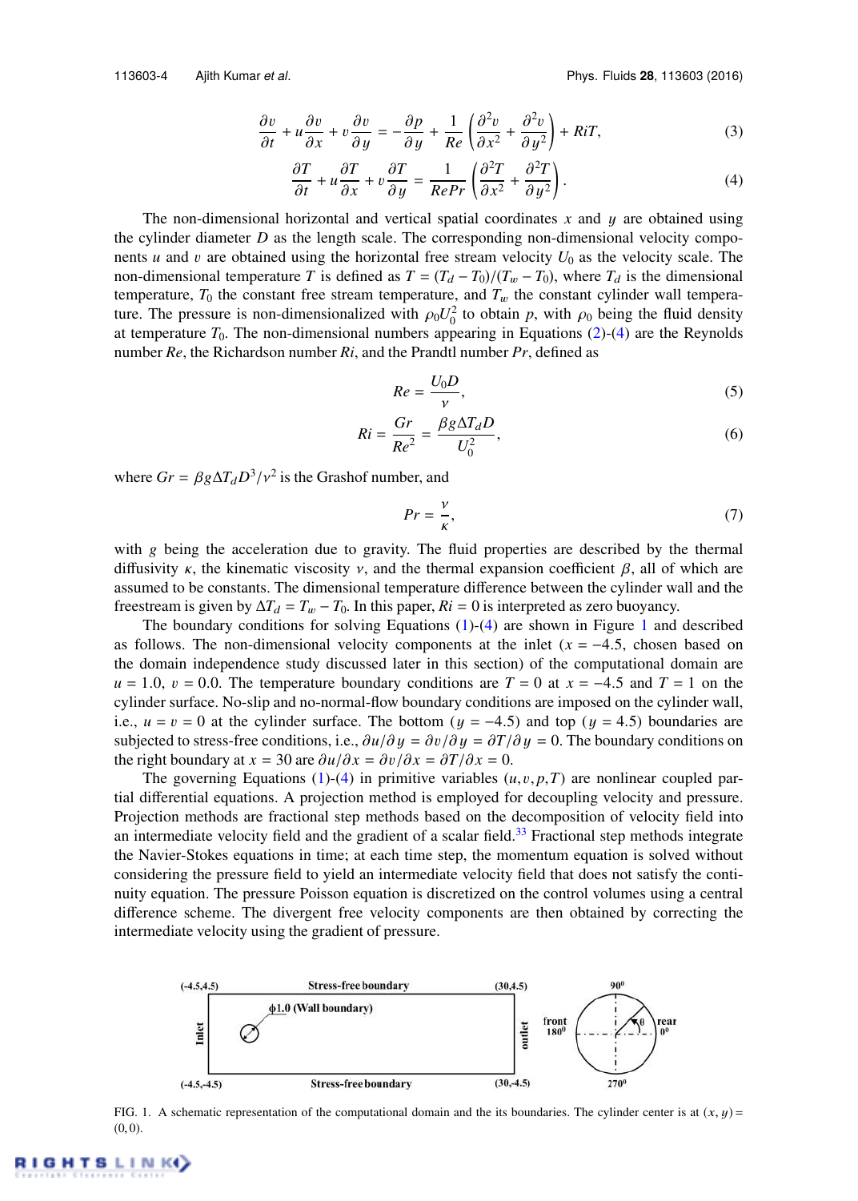$$\frac{\partial v}{\partial t} + u\frac{\partial v}{\partial x} + v\frac{\partial v}{\partial y} = -\frac{\partial p}{\partial y} + \frac{1}{Re}\left(\frac{\partial^2 v}{\partial x^2} + \frac{\partial^2 v}{\partial y^2}\right) + RiT, \tag{3}$$

$$\frac{\partial T}{\partial t} + u\frac{\partial T}{\partial x} + v\frac{\partial T}{\partial y} = \frac{1}{RePr}\left(\frac{\partial^2 T}{\partial x^2} + \frac{\partial^2 T}{\partial y^2}\right). \tag{4}$$

The non-dimensional horizontal and vertical spatial coordinates $x$ and $y$ are obtained using the cylinder diameter $D$ as the length scale. The corresponding non-dimensional velocity components $u$ and $v$ are obtained using the horizontal free stream velocity $U_0$ as the velocity scale. The non-dimensional temperature $T$ is defined as $T = (T_d - T_0)/(T_w - T_0)$, where $T_d$ is the dimensional temperature, $T_0$ the constant free stream temperature, and $T_w$ the constant cylinder wall temperature. The pressure is non-dimensionalized with $\rho_0 U_0^2$ to obtain $p$, with $\rho_0$ being the fluid density at temperature $T_0$. The non-dimensional numbers appearing in Equations (2)-(4) are the Reynolds number $Re$, the Richardson number $Ri$, and the Prandtl number $Pr$, defined as

$$Re = \frac{U_0 D}{\nu}, \tag{5}$$

$$Ri = \frac{Gr}{Re^2} = \frac{\beta g \Delta T_d D}{U_0^2}, \tag{6}$$

where $Gr = \beta g \Delta T_d D^3/\nu^2$ is the Grashof number, and

$$Pr = \frac{\nu}{\kappa}, \tag{7}$$

with $g$ being the acceleration due to gravity. The fluid properties are described by the thermal diffusivity $\kappa$, the kinematic viscosity $\nu$, and the thermal expansion coefficient $\beta$, all of which are assumed to be constants. The dimensional temperature difference between the cylinder wall and the freestream is given by $\Delta T_d = T_w - T_0$. In this paper, $Ri = 0$ is interpreted as zero buoyancy.

The boundary conditions for solving Equations (1)-(4) are shown in Figure 1 and described as follows. The non-dimensional velocity components at the inlet ($x = -4.5$, chosen based on the domain independence study discussed later in this section) of the computational domain are $u = 1.0$, $v = 0.0$. The temperature boundary conditions are $T = 0$ at $x = -4.5$ and $T = 1$ on the cylinder surface. No-slip and no-normal-flow boundary conditions are imposed on the cylinder wall, i.e., $u = v = 0$ at the cylinder surface. The bottom ($y = -4.5$) and top ($y = 4.5$) boundaries are subjected to stress-free conditions, i.e., $\partial u/\partial y = \partial v/\partial y = \partial T/\partial y = 0$. The boundary conditions on the right boundary at $x = 30$ are $\partial u/\partial x = \partial v/\partial x = \partial T/\partial x = 0$.

The governing Equations (1)-(4) in primitive variables $(u, v, p, T)$ are nonlinear coupled partial differential equations. A projection method is employed for decoupling velocity and pressure. Projection methods are fractional step methods based on the decomposition of velocity field into an intermediate velocity field and the gradient of a scalar field.[33] Fractional step methods integrate the Navier-Stokes equations in time; at each time step, the momentum equation is solved without considering the pressure field to yield an intermediate velocity field that does not satisfy the continuity equation. The pressure Poisson equation is discretized on the control volumes using a central difference scheme. The divergent free velocity components are then obtained by correcting the intermediate velocity using the gradient of pressure.

FIG. 1. A schematic representation of the computational domain and the its boundaries. The cylinder center is at $(x, y) = (0, 0)$.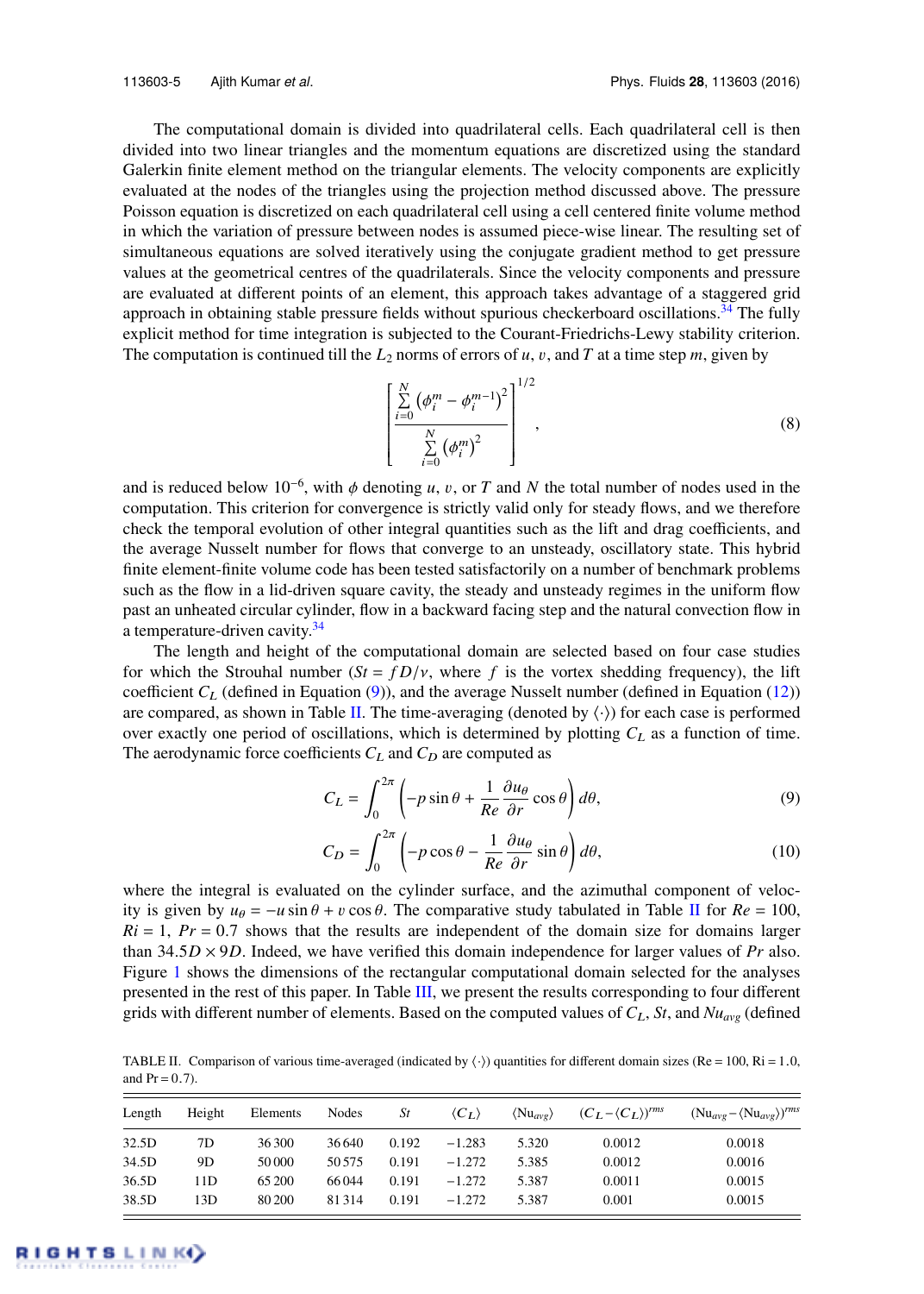The computational domain is divided into quadrilateral cells. Each quadrilateral cell is then divided into two linear triangles and the momentum equations are discretized using the standard Galerkin finite element method on the triangular elements. The velocity components are explicitly evaluated at the nodes of the triangles using the projection method discussed above. The pressure Poisson equation is discretized on each quadrilateral cell using a cell centered finite volume method in which the variation of pressure between nodes is assumed piece-wise linear. The resulting set of simultaneous equations are solved iteratively using the conjugate gradient method to get pressure values at the geometrical centres of the quadrilaterals. Since the velocity components and pressure are evaluated at different points of an element, this approach takes advantage of a staggered grid approach in obtaining stable pressure fields without spurious checkerboard oscillations.[34] The fully explicit method for time integration is subjected to the Courant-Friedrichs-Lewy stability criterion. The computation is continued till the $L_2$ norms of errors of $u$, $v$, and $T$ at a time step $m$, given by

$$\left[\frac{\sum_{i=0}^{N}\left(\phi_i^m-\phi_i^{m-1}\right)^2}{\sum_{i=0}^{N}\left(\phi_i^m\right)^2}\right]^{1/2}, \tag{8}$$

and is reduced below $10^{-6}$, with $\phi$ denoting $u$, $v$, or $T$ and $N$ the total number of nodes used in the computation. This criterion for convergence is strictly valid only for steady flows, and we therefore check the temporal evolution of other integral quantities such as the lift and drag coefficients, and the average Nusselt number for flows that converge to an unsteady, oscillatory state. This hybrid finite element-finite volume code has been tested satisfactorily on a number of benchmark problems such as the flow in a lid-driven square cavity, the steady and unsteady regimes in the uniform flow past an unheated circular cylinder, flow in a backward facing step and the natural convection flow in a temperature-driven cavity.[34]

The length and height of the computational domain are selected based on four case studies for which the Strouhal number ($St = fD/\nu$, where $f$ is the vortex shedding frequency), the lift coefficient $C_L$ (defined in Equation (9)), and the average Nusselt number (defined in Equation (12)) are compared, as shown in Table II. The time-averaging (denoted by $\langle\cdot\rangle$) for each case is performed over exactly one period of oscillations, which is determined by plotting $C_L$ as a function of time. The aerodynamic force coefficients $C_L$ and $C_D$ are computed as

$$C_L = \int_0^{2\pi}\left(-p\sin\theta + \frac{1}{Re}\frac{\partial u_\theta}{\partial r}\cos\theta\right)d\theta, \tag{9}$$

$$C_D = \int_0^{2\pi}\left(-p\cos\theta - \frac{1}{Re}\frac{\partial u_\theta}{\partial r}\sin\theta\right)d\theta, \tag{10}$$

where the integral is evaluated on the cylinder surface, and the azimuthal component of velocity is given by $u_\theta = -u\sin\theta + v\cos\theta$. The comparative study tabulated in Table II for $Re = 100$, $Ri = 1$, $Pr = 0.7$ shows that the results are independent of the domain size for domains larger than $34.5D \times 9D$. Indeed, we have verified this domain independence for larger values of $Pr$ also. Figure 1 shows the dimensions of the rectangular computational domain selected for the analyses presented in the rest of this paper. In Table III, we present the results corresponding to four different grids with different number of elements. Based on the computed values of $C_L$, $St$, and $Nu_{avg}$ (defined

TABLE II. Comparison of various time-averaged (indicated by $\langle\cdot\rangle$) quantities for different domain sizes (Re = 100, Ri = 1.0, and Pr = 0.7).

| Length | Height | Elements | Nodes | $St$ | $\langle C_L\rangle$ | $\langle Nu_{avg}\rangle$ | $(C_L-\langle C_L\rangle)^{rms}$ | $(Nu_{avg}-\langle Nu_{avg}\rangle)^{rms}$ |
|---|---|---|---|---|---|---|---|---|
| 32.5D | 7D | 36 300 | 36 640 | 0.192 | −1.283 | 5.320 | 0.0012 | 0.0018 |
| 34.5D | 9D | 50 000 | 50 575 | 0.191 | −1.272 | 5.385 | 0.0012 | 0.0016 |
| 36.5D | 11D | 65 200 | 66 044 | 0.191 | −1.272 | 5.387 | 0.0011 | 0.0015 |
| 38.5D | 13D | 80 200 | 81 314 | 0.191 | −1.272 | 5.387 | 0.001 | 0.0015 |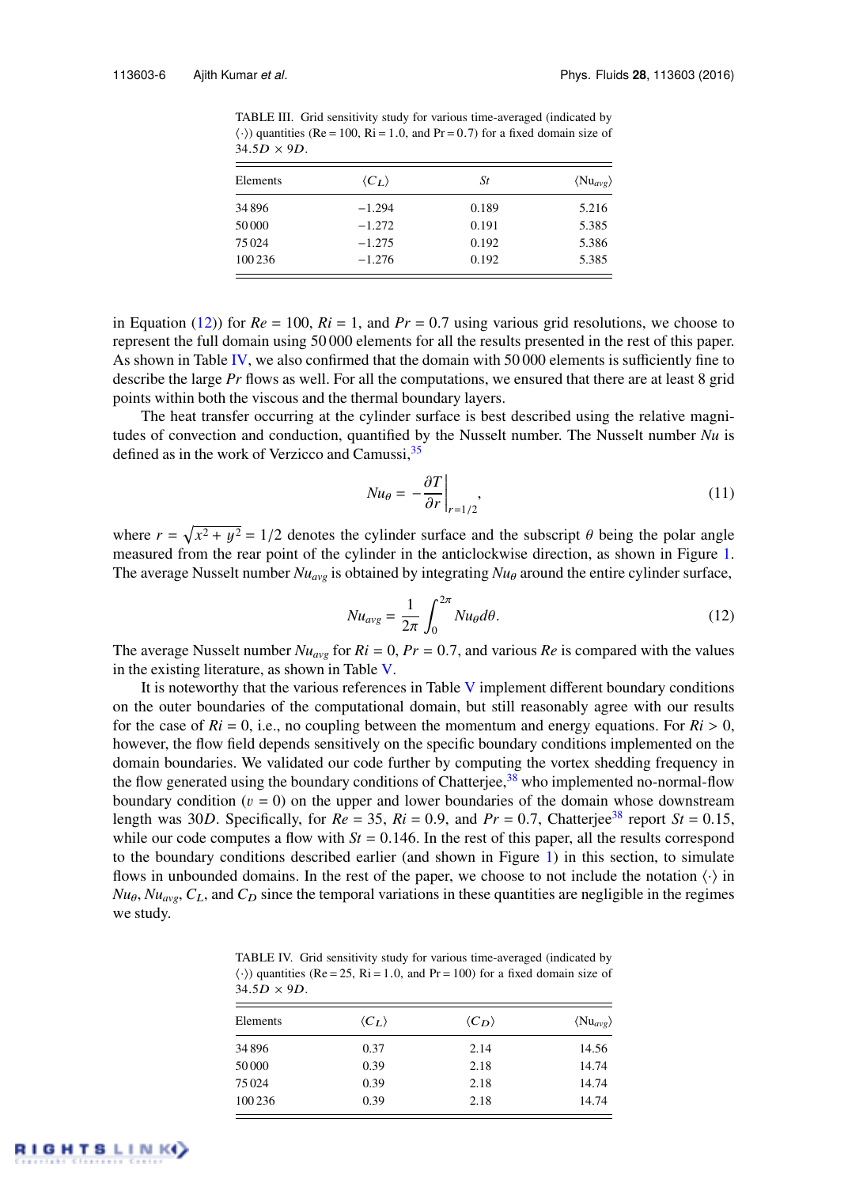TABLE III. Grid sensitivity study for various time-averaged (indicated by $\langle\cdot\rangle$) quantities (Re = 100, Ri = 1.0, and Pr = 0.7) for a fixed domain size of $34.5D \times 9D$.

| Elements | $\langle C_L \rangle$ | $St$ | $\langle \mathrm{Nu}_{avg} \rangle$ |
|---|---|---|---|
| 34 896 | −1.294 | 0.189 | 5.216 |
| 50 000 | −1.272 | 0.191 | 5.385 |
| 75 024 | −1.275 | 0.192 | 5.386 |
| 100 236 | −1.276 | 0.192 | 5.385 |

in Equation (12)) for $Re = 100$, $Ri = 1$, and $Pr = 0.7$ using various grid resolutions, we choose to represent the full domain using 50 000 elements for all the results presented in the rest of this paper. As shown in Table IV, we also confirmed that the domain with 50 000 elements is sufficiently fine to describe the large $Pr$ flows as well. For all the computations, we ensured that there are at least 8 grid points within both the viscous and the thermal boundary layers.

The heat transfer occurring at the cylinder surface is best described using the relative magnitudes of convection and conduction, quantified by the Nusselt number. The Nusselt number $Nu$ is defined as in the work of Verzicco and Camussi,[35]

$$Nu_\theta = -\frac{\partial T}{\partial r}\bigg|_{r=1/2}, \tag{11}$$

where $r = \sqrt{x^2 + y^2} = 1/2$ denotes the cylinder surface and the subscript $\theta$ being the polar angle measured from the rear point of the cylinder in the anticlockwise direction, as shown in Figure 1. The average Nusselt number $Nu_{avg}$ is obtained by integrating $Nu_\theta$ around the entire cylinder surface,

$$Nu_{avg} = \frac{1}{2\pi}\int_0^{2\pi} Nu_\theta d\theta. \tag{12}$$

The average Nusselt number $Nu_{avg}$ for $Ri = 0$, $Pr = 0.7$, and various $Re$ is compared with the values in the existing literature, as shown in Table V.

It is noteworthy that the various references in Table V implement different boundary conditions on the outer boundaries of the computational domain, but still reasonably agree with our results for the case of $Ri = 0$, i.e., no coupling between the momentum and energy equations. For $Ri > 0$, however, the flow field depends sensitively on the specific boundary conditions implemented on the domain boundaries. We validated our code further by computing the vortex shedding frequency in the flow generated using the boundary conditions of Chatterjee,[38] who implemented no-normal-flow boundary condition ($v = 0$) on the upper and lower boundaries of the domain whose downstream length was $30D$. Specifically, for $Re = 35$, $Ri = 0.9$, and $Pr = 0.7$, Chatterjee[38] report $St = 0.15$, while our code computes a flow with $St = 0.146$. In the rest of this paper, all the results correspond to the boundary conditions described earlier (and shown in Figure 1) in this section, to simulate flows in unbounded domains. In the rest of the paper, we choose to not include the notation $\langle\cdot\rangle$ in $Nu_\theta$, $Nu_{avg}$, $C_L$, and $C_D$ since the temporal variations in these quantities are negligible in the regimes we study.

TABLE IV. Grid sensitivity study for various time-averaged (indicated by $\langle\cdot\rangle$) quantities (Re = 25, Ri = 1.0, and Pr = 100) for a fixed domain size of $34.5D \times 9D$.

| Elements | $\langle C_L \rangle$ | $\langle C_D \rangle$ | $\langle \mathrm{Nu}_{avg} \rangle$ |
|---|---|---|---|
| 34 896 | 0.37 | 2.14 | 14.56 |
| 50 000 | 0.39 | 2.18 | 14.74 |
| 75 024 | 0.39 | 2.18 | 14.74 |
| 100 236 | 0.39 | 2.18 | 14.74 |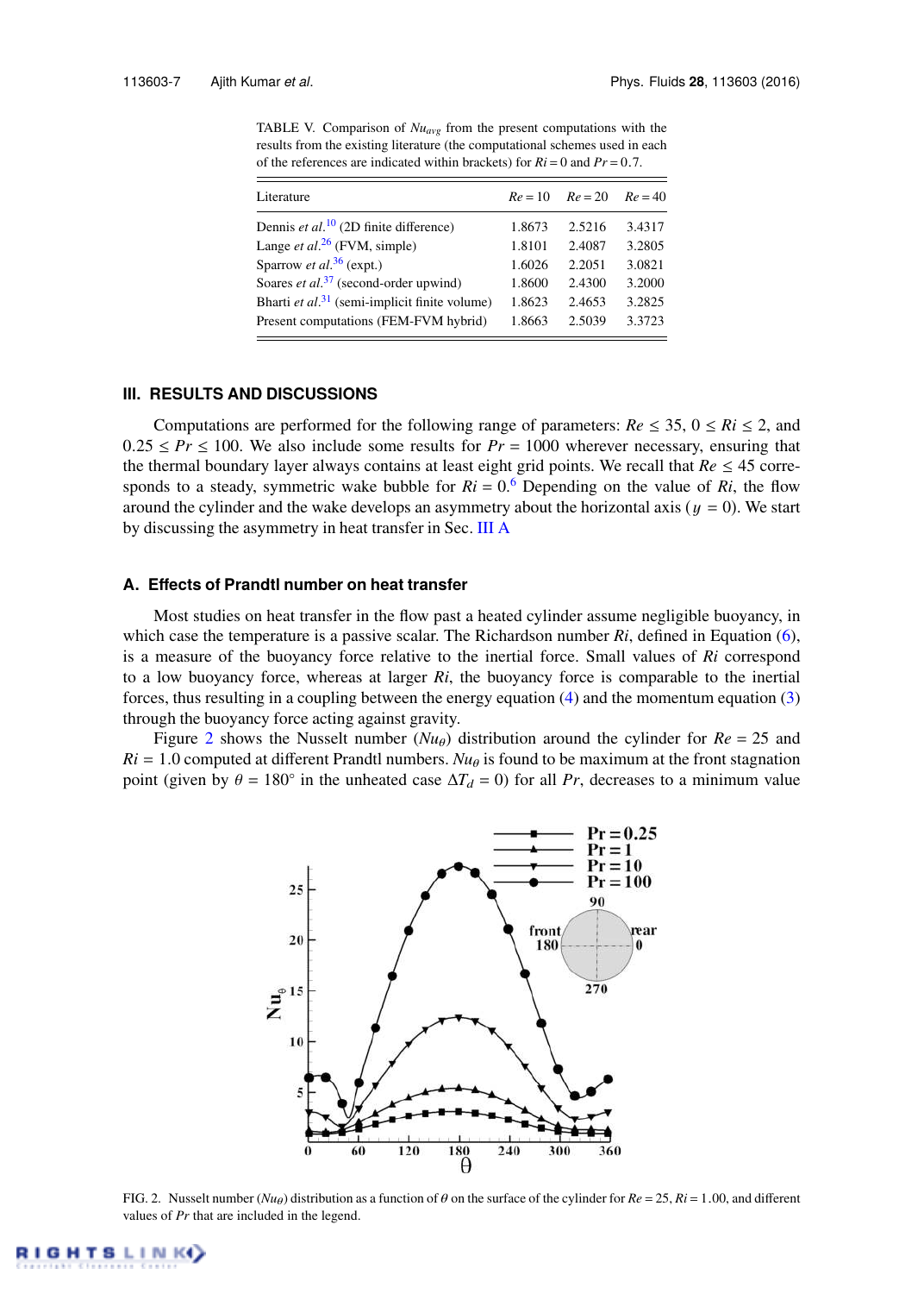TABLE V. Comparison of $Nu_{avg}$ from the present computations with the results from the existing literature (the computational schemes used in each of the references are indicated within brackets) for $Ri = 0$ and $Pr = 0.7$.

| Literature | $Re = 10$ | $Re = 20$ | $Re = 40$ |
|---|---|---|---|
| Dennis *et al.*[10] (2D finite difference) | 1.8673 | 2.5216 | 3.4317 |
| Lange *et al.*[26] (FVM, simple) | 1.8101 | 2.4087 | 3.2805 |
| Sparrow *et al.*[36] (expt.) | 1.6026 | 2.2051 | 3.0821 |
| Soares *et al.*[37] (second-order upwind) | 1.8600 | 2.4300 | 3.2000 |
| Bharti *et al.*[31] (semi-implicit finite volume) | 1.8623 | 2.4653 | 3.2825 |
| Present computations (FEM-FVM hybrid) | 1.8663 | 2.5039 | 3.3723 |

## III. RESULTS AND DISCUSSIONS

Computations are performed for the following range of parameters: $Re \leq 35$, $0 \leq Ri \leq 2$, and $0.25 \leq Pr \leq 100$. We also include some results for $Pr = 1000$ wherever necessary, ensuring that the thermal boundary layer always contains at least eight grid points. We recall that $Re \leq 45$ corresponds to a steady, symmetric wake bubble for $Ri = 0$.[6] Depending on the value of $Ri$, the flow around the cylinder and the wake develops an asymmetry about the horizontal axis ($y = 0$). We start by discussing the asymmetry in heat transfer in Sec. III A.

### A. Effects of Prandtl number on heat transfer

Most studies on heat transfer in the flow past a heated cylinder assume negligible buoyancy, in which case the temperature is a passive scalar. The Richardson number $Ri$, defined in Equation (6), is a measure of the buoyancy force relative to the inertial force. Small values of $Ri$ correspond to a low buoyancy force, whereas at larger $Ri$, the buoyancy force is comparable to the inertial forces, thus resulting in a coupling between the energy equation (4) and the momentum equation (3) through the buoyancy force acting against gravity.

Figure 2 shows the Nusselt number ($Nu_\theta$) distribution around the cylinder for $Re = 25$ and $Ri = 1.0$ computed at different Prandtl numbers. $Nu_\theta$ is found to be maximum at the front stagnation point (given by $\theta = 180°$ in the unheated case $\Delta T_d = 0$) for all $Pr$, decreases to a minimum value

FIG. 2. Nusselt number ($Nu_\theta$) distribution as a function of $\theta$ on the surface of the cylinder for $Re = 25$, $Ri = 1.00$, and different values of $Pr$ that are included in the legend.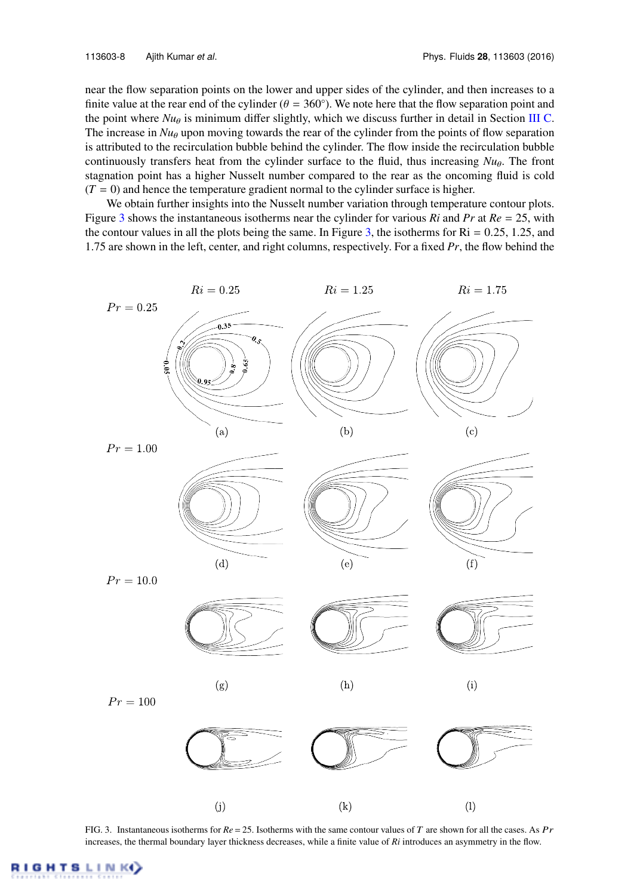near the flow separation points on the lower and upper sides of the cylinder, and then increases to a finite value at the rear end of the cylinder ($\theta = 360°$). We note here that the flow separation point and the point where $Nu_\theta$ is minimum differ slightly, which we discuss further in detail in Section III C. The increase in $Nu_\theta$ upon moving towards the rear of the cylinder from the points of flow separation is attributed to the recirculation bubble behind the cylinder. The flow inside the recirculation bubble continuously transfers heat from the cylinder surface to the fluid, thus increasing $Nu_\theta$. The front stagnation point has a higher Nusselt number compared to the rear as the oncoming fluid is cold ($T = 0$) and hence the temperature gradient normal to the cylinder surface is higher.

We obtain further insights into the Nusselt number variation through temperature contour plots. Figure 3 shows the instantaneous isotherms near the cylinder for various $Ri$ and $Pr$ at $Re = 25$, with the contour values in all the plots being the same. In Figure 3, the isotherms for Ri = 0.25, 1.25, and 1.75 are shown in the left, center, and right columns, respectively. For a fixed $Pr$, the flow behind the

FIG. 3. Instantaneous isotherms for $Re = 25$. Isotherms with the same contour values of $T$ are shown for all the cases. As $Pr$ increases, the thermal boundary layer thickness decreases, while a finite value of $Ri$ introduces an asymmetry in the flow.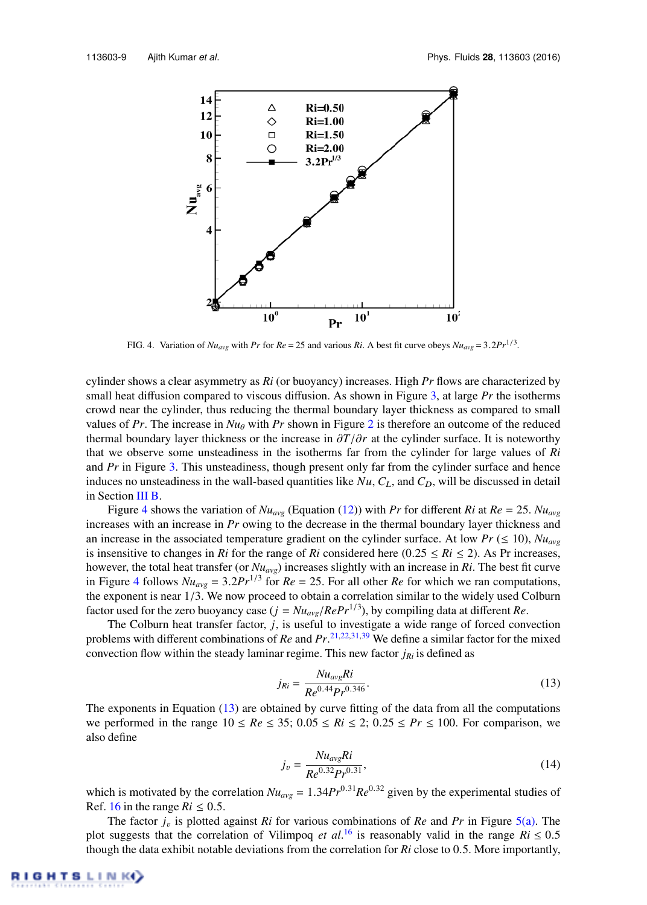FIG. 4. Variation of $Nu_{avg}$ with $Pr$ for $Re = 25$ and various $Ri$. A best fit curve obeys $Nu_{avg} = 3.2Pr^{1/3}$.

cylinder shows a clear asymmetry as $Ri$ (or buoyancy) increases. High $Pr$ flows are characterized by small heat diffusion compared to viscous diffusion. As shown in Figure 3, at large $Pr$ the isotherms crowd near the cylinder, thus reducing the thermal boundary layer thickness as compared to small values of $Pr$. The increase in $Nu_\theta$ with $Pr$ shown in Figure 2 is therefore an outcome of the reduced thermal boundary layer thickness or the increase in $\partial T/\partial r$ at the cylinder surface. It is noteworthy that we observe some unsteadiness in the isotherms far from the cylinder for large values of $Ri$ and $Pr$ in Figure 3. This unsteadiness, though present only far from the cylinder surface and hence induces no unsteadiness in the wall-based quantities like $Nu$, $C_L$, and $C_D$, will be discussed in detail in Section III B.

Figure 4 shows the variation of $Nu_{avg}$ (Equation (12)) with $Pr$ for different $Ri$ at $Re = 25$. $Nu_{avg}$ increases with an increase in $Pr$ owing to the decrease in the thermal boundary layer thickness and an increase in the associated temperature gradient on the cylinder surface. At low $Pr$ ($\leq 10$), $Nu_{avg}$ is insensitive to changes in $Ri$ for the range of $Ri$ considered here ($0.25 \leq Ri \leq 2$). As Pr increases, however, the total heat transfer (or $Nu_{avg}$) increases slightly with an increase in $Ri$. The best fit curve in Figure 4 follows $Nu_{avg} = 3.2Pr^{1/3}$ for $Re = 25$. For all other $Re$ for which we ran computations, the exponent is near 1/3. We now proceed to obtain a correlation similar to the widely used Colburn factor used for the zero buoyancy case ($j = Nu_{avg}/RePr^{1/3}$), by compiling data at different $Re$.

The Colburn heat transfer factor, $j$, is useful to investigate a wide range of forced convection problems with different combinations of $Re$ and $Pr$.[21,22,31,39] We define a similar factor for the mixed convection flow within the steady laminar regime. This new factor $j_{Ri}$ is defined as

$$j_{Ri} = \frac{Nu_{avg}Ri}{Re^{0.44}Pr^{0.346}}. \tag{13}$$

The exponents in Equation (13) are obtained by curve fitting of the data from all the computations we performed in the range $10 \leq Re \leq 35$; $0.05 \leq Ri \leq 2$; $0.25 \leq Pr \leq 100$. For comparison, we also define

$$j_v = \frac{Nu_{avg}Ri}{Re^{0.32}Pr^{0.31}}, \tag{14}$$

which is motivated by the correlation $Nu_{avg} = 1.34Pr^{0.31}Re^{0.32}$ given by the experimental studies of Ref. 16 in the range $Ri \leq 0.5$.

The factor $j_v$ is plotted against $Ri$ for various combinations of $Re$ and $Pr$ in Figure 5(a). The plot suggests that the correlation of Vilimpoq *et al.*[16] is reasonably valid in the range $Ri \leq 0.5$ though the data exhibit notable deviations from the correlation for $Ri$ close to 0.5. More importantly,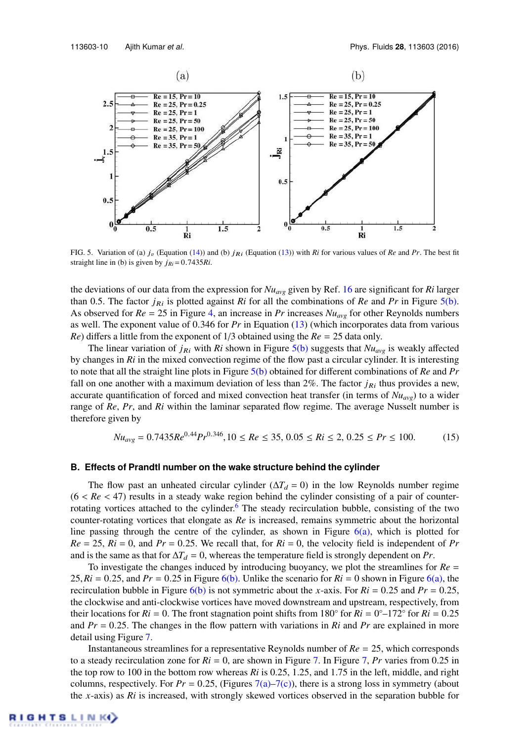FIG. 5. Variation of (a) $j_v$ (Equation (14)) and (b) $j_{Ri}$ (Equation (13)) with $Ri$ for various values of $Re$ and $Pr$. The best fit straight line in (b) is given by $j_{Ri} = 0.7435Ri$.

the deviations of our data from the expression for $Nu_{avg}$ given by Ref. 16 are significant for $Ri$ larger than 0.5. The factor $j_{Ri}$ is plotted against $Ri$ for all the combinations of $Re$ and $Pr$ in Figure 5(b). As observed for $Re = 25$ in Figure 4, an increase in $Pr$ increases $Nu_{avg}$ for other Reynolds numbers as well. The exponent value of 0.346 for $Pr$ in Equation (13) (which incorporates data from various $Re$) differs a little from the exponent of 1/3 obtained using the $Re = 25$ data only.

The linear variation of $j_{Ri}$ with $Ri$ shown in Figure 5(b) suggests that $Nu_{avg}$ is weakly affected by changes in $Ri$ in the mixed convection regime of the flow past a circular cylinder. It is interesting to note that all the straight line plots in Figure 5(b) obtained for different combinations of $Re$ and $Pr$ fall on one another with a maximum deviation of less than 2%. The factor $j_{Ri}$ thus provides a new, accurate quantification of forced and mixed convection heat transfer (in terms of $Nu_{avg}$) to a wider range of $Re$, $Pr$, and $Ri$ within the laminar separated flow regime. The average Nusselt number is therefore given by

$$Nu_{avg} = 0.7435Re^{0.44}Pr^{0.346}, 10 \leq Re \leq 35, 0.05 \leq Ri \leq 2, 0.25 \leq Pr \leq 100. \tag{15}$$

### B. Effects of Prandtl number on the wake structure behind the cylinder

The flow past an unheated circular cylinder ($\Delta T_d = 0$) in the low Reynolds number regime ($6 < Re < 47$) results in a steady wake region behind the cylinder consisting of a pair of counter-rotating vortices attached to the cylinder.[6] The steady recirculation bubble, consisting of the two counter-rotating vortices that elongate as $Re$ is increased, remains symmetric about the horizontal line passing through the centre of the cylinder, as shown in Figure 6(a), which is plotted for $Re = 25$, $Ri = 0$, and $Pr = 0.25$. We recall that, for $Ri = 0$, the velocity field is independent of $Pr$ and is the same as that for $\Delta T_d = 0$, whereas the temperature field is strongly dependent on $Pr$.

To investigate the changes induced by introducing buoyancy, we plot the streamlines for $Re = 25, Ri = 0.25$, and $Pr = 0.25$ in Figure 6(b). Unlike the scenario for $Ri = 0$ shown in Figure 6(a), the recirculation bubble in Figure 6(b) is not symmetric about the $x$-axis. For $Ri = 0.25$ and $Pr = 0.25$, the clockwise and anti-clockwise vortices have moved downstream and upstream, respectively, from their locations for $Ri = 0$. The front stagnation point shifts from 180° for $Ri = 0°$–172° for $Ri = 0.25$ and $Pr = 0.25$. The changes in the flow pattern with variations in $Ri$ and $Pr$ are explained in more detail using Figure 7.

Instantaneous streamlines for a representative Reynolds number of $Re = 25$, which corresponds to a steady recirculation zone for $Ri = 0$, are shown in Figure 7. In Figure 7, $Pr$ varies from 0.25 in the top row to 100 in the bottom row whereas $Ri$ is 0.25, 1.25, and 1.75 in the left, middle, and right columns, respectively. For $Pr = 0.25$, (Figures 7(a)–7(c)), there is a strong loss in symmetry (about the $x$-axis) as $Ri$ is increased, with strongly skewed vortices observed in the separation bubble for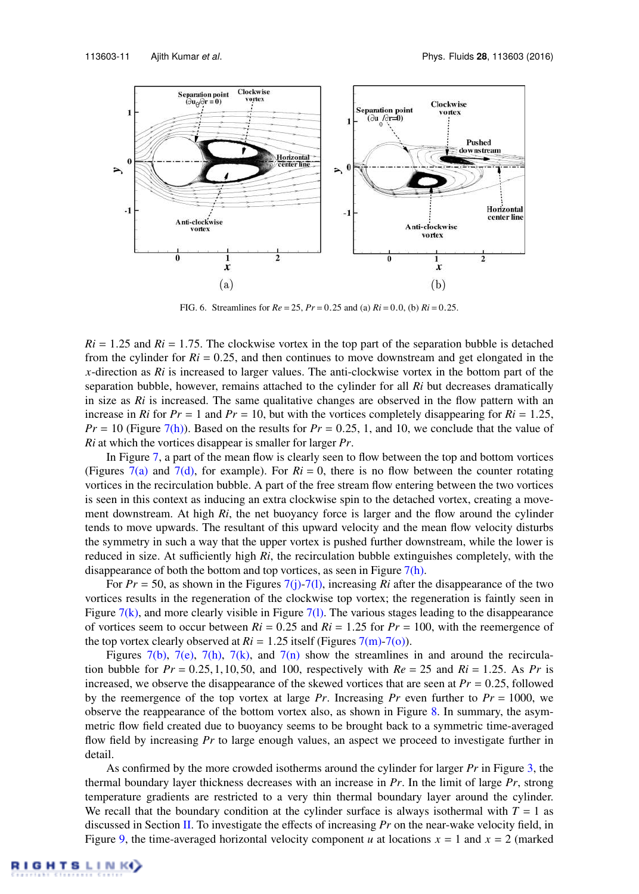FIG. 6. Streamlines for $Re = 25$, $Pr = 0.25$ and (a) $Ri = 0.0$, (b) $Ri = 0.25$.

$Ri = 1.25$ and $Ri = 1.75$. The clockwise vortex in the top part of the separation bubble is detached from the cylinder for $Ri = 0.25$, and then continues to move downstream and get elongated in the $x$-direction as $Ri$ is increased to larger values. The anti-clockwise vortex in the bottom part of the separation bubble, however, remains attached to the cylinder for all $Ri$ but decreases dramatically in size as $Ri$ is increased. The same qualitative changes are observed in the flow pattern with an increase in $Ri$ for $Pr = 1$ and $Pr = 10$, but with the vortices completely disappearing for $Ri = 1.25$, $Pr = 10$ (Figure 7(h)). Based on the results for $Pr = 0.25$, 1, and 10, we conclude that the value of $Ri$ at which the vortices disappear is smaller for larger $Pr$.

In Figure 7, a part of the mean flow is clearly seen to flow between the top and bottom vortices (Figures 7(a) and 7(d), for example). For $Ri = 0$, there is no flow between the counter rotating vortices in the recirculation bubble. A part of the free stream flow entering between the two vortices is seen in this context as inducing an extra clockwise spin to the detached vortex, creating a movement downstream. At high $Ri$, the net buoyancy force is larger and the flow around the cylinder tends to move upwards. The resultant of this upward velocity and the mean flow velocity disturbs the symmetry in such a way that the upper vortex is pushed further downstream, while the lower is reduced in size. At sufficiently high $Ri$, the recirculation bubble extinguishes completely, with the disappearance of both the bottom and top vortices, as seen in Figure 7(h).

For $Pr = 50$, as shown in the Figures 7(j)-7(l), increasing $Ri$ after the disappearance of the two vortices results in the regeneration of the clockwise top vortex; the regeneration is faintly seen in Figure 7(k), and more clearly visible in Figure 7(l). The various stages leading to the disappearance of vortices seem to occur between $Ri = 0.25$ and $Ri = 1.25$ for $Pr = 100$, with the reemergence of the top vortex clearly observed at $Ri = 1.25$ itself (Figures 7(m)-7(o)).

Figures 7(b), 7(e), 7(h), 7(k), and 7(n) show the streamlines in and around the recirculation bubble for $Pr = 0.25, 1, 10, 50$, and 100, respectively with $Re = 25$ and $Ri = 1.25$. As $Pr$ is increased, we observe the disappearance of the skewed vortices that are seen at $Pr = 0.25$, followed by the reemergence of the top vortex at large $Pr$. Increasing $Pr$ even further to $Pr = 1000$, we observe the reappearance of the bottom vortex also, as shown in Figure 8. In summary, the asymmetric flow field created due to buoyancy seems to be brought back to a symmetric time-averaged flow field by increasing $Pr$ to large enough values, an aspect we proceed to investigate further in detail.

As confirmed by the more crowded isotherms around the cylinder for larger $Pr$ in Figure 3, the thermal boundary layer thickness decreases with an increase in $Pr$. In the limit of large $Pr$, strong temperature gradients are restricted to a very thin thermal boundary layer around the cylinder. We recall that the boundary condition at the cylinder surface is always isothermal with $T = 1$ as discussed in Section II. To investigate the effects of increasing $Pr$ on the near-wake velocity field, in Figure 9, the time-averaged horizontal velocity component $u$ at locations $x = 1$ and $x = 2$ (marked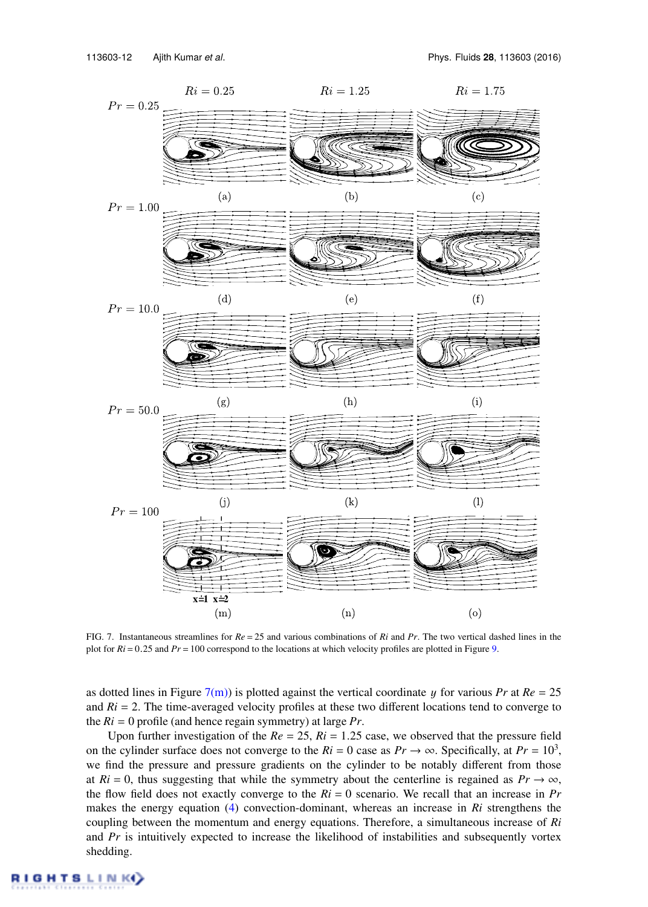FIG. 7. Instantaneous streamlines for $Re = 25$ and various combinations of $Ri$ and $Pr$. The two vertical dashed lines in the plot for $Ri = 0.25$ and $Pr = 100$ correspond to the locations at which velocity profiles are plotted in Figure 9.

as dotted lines in Figure 7(m)) is plotted against the vertical coordinate $y$ for various $Pr$ at $Re = 25$ and $Ri = 2$. The time-averaged velocity profiles at these two different locations tend to converge to the $Ri = 0$ profile (and hence regain symmetry) at large $Pr$.

Upon further investigation of the $Re = 25$, $Ri = 1.25$ case, we observed that the pressure field on the cylinder surface does not converge to the $Ri = 0$ case as $Pr \to \infty$. Specifically, at $Pr = 10^3$, we find the pressure and pressure gradients on the cylinder to be notably different from those at $Ri = 0$, thus suggesting that while the symmetry about the centerline is regained as $Pr \to \infty$, the flow field does not exactly converge to the $Ri = 0$ scenario. We recall that an increase in $Pr$ makes the energy equation (4) convection-dominant, whereas an increase in $Ri$ strengthens the coupling between the momentum and energy equations. Therefore, a simultaneous increase of $Ri$ and $Pr$ is intuitively expected to increase the likelihood of instabilities and subsequently vortex shedding.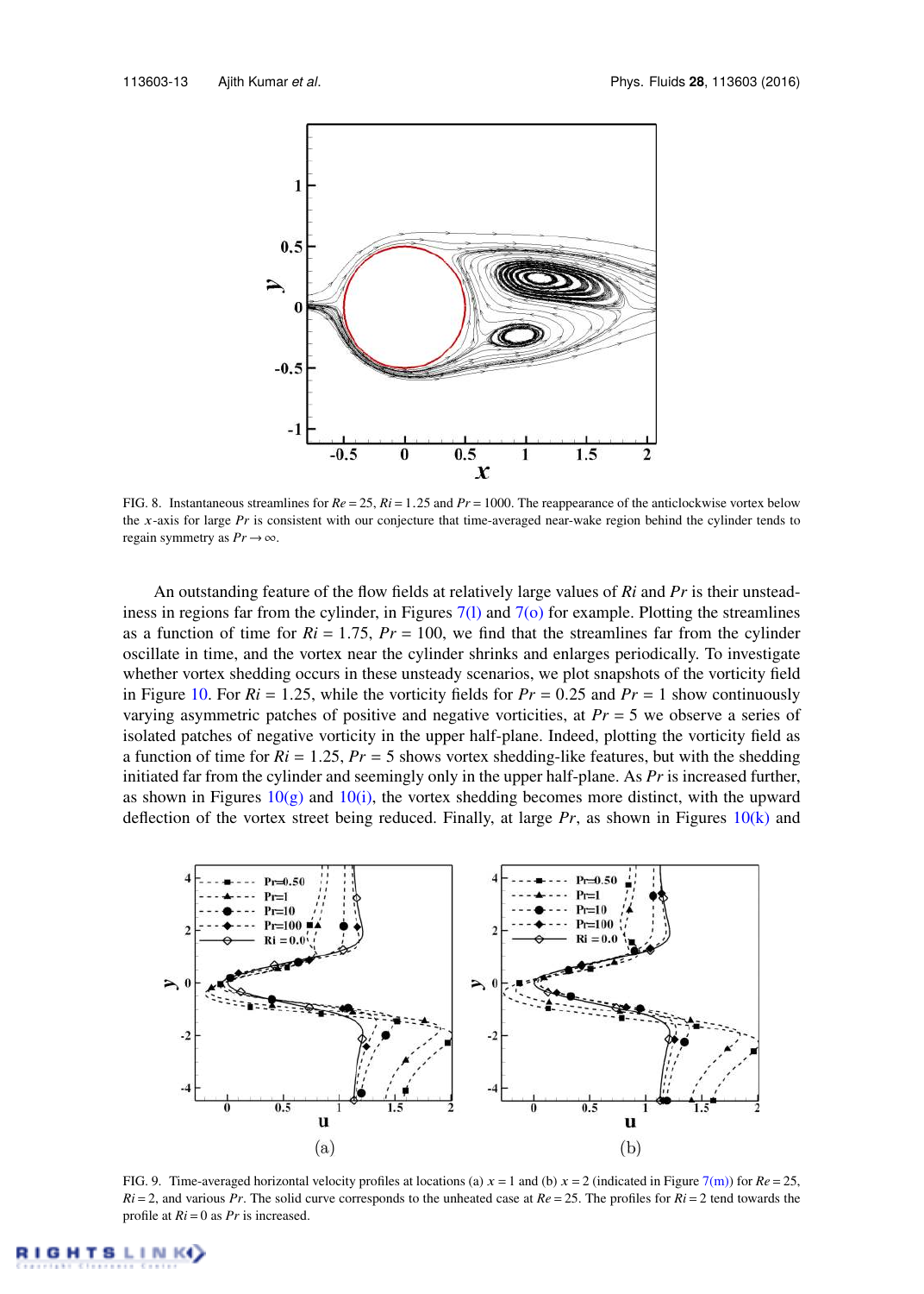FIG. 8. Instantaneous streamlines for $Re = 25$, $Ri = 1.25$ and $Pr = 1000$. The reappearance of the anticlockwise vortex below the $x$-axis for large $Pr$ is consistent with our conjecture that time-averaged near-wake region behind the cylinder tends to regain symmetry as $Pr \to \infty$.

An outstanding feature of the flow fields at relatively large values of $Ri$ and $Pr$ is their unsteadiness in regions far from the cylinder, in Figures 7(l) and 7(o) for example. Plotting the streamlines as a function of time for $Ri = 1.75$, $Pr = 100$, we find that the streamlines far from the cylinder oscillate in time, and the vortex near the cylinder shrinks and enlarges periodically. To investigate whether vortex shedding occurs in these unsteady scenarios, we plot snapshots of the vorticity field in Figure 10. For $Ri = 1.25$, while the vorticity fields for $Pr = 0.25$ and $Pr = 1$ show continuously varying asymmetric patches of positive and negative vorticities, at $Pr = 5$ we observe a series of isolated patches of negative vorticity in the upper half-plane. Indeed, plotting the vorticity field as a function of time for $Ri = 1.25$, $Pr = 5$ shows vortex shedding-like features, but with the shedding initiated far from the cylinder and seemingly only in the upper half-plane. As $Pr$ is increased further, as shown in Figures 10(g) and 10(i), the vortex shedding becomes more distinct, with the upward deflection of the vortex street being reduced. Finally, at large $Pr$, as shown in Figures 10(k) and

FIG. 9. Time-averaged horizontal velocity profiles at locations (a) $x = 1$ and (b) $x = 2$ (indicated in Figure 7(m)) for $Re = 25$, $Ri = 2$, and various $Pr$. The solid curve corresponds to the unheated case at $Re = 25$. The profiles for $Ri = 2$ tend towards the profile at $Ri = 0$ as $Pr$ is increased.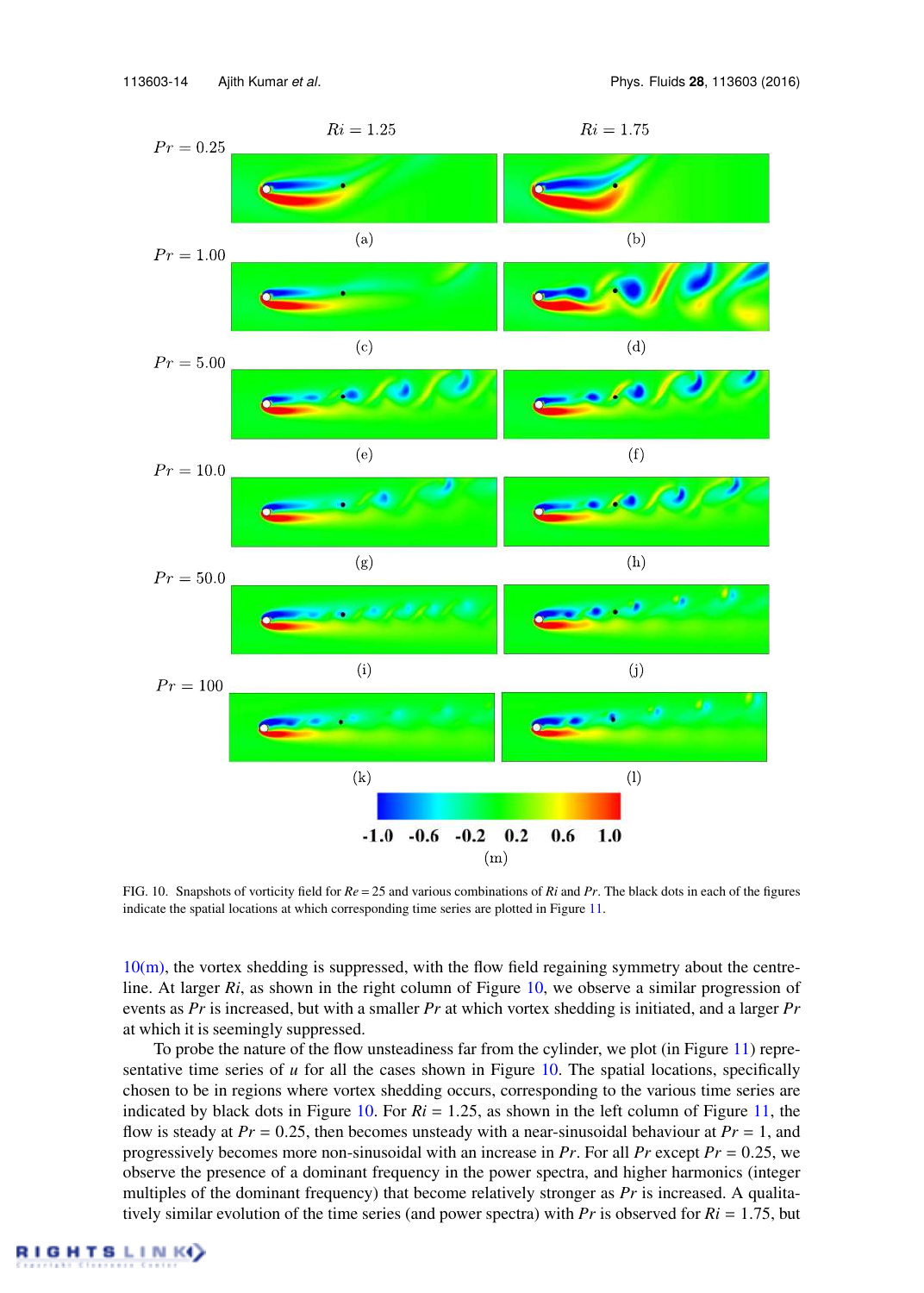FIG. 10. Snapshots of vorticity field for $Re = 25$ and various combinations of $Ri$ and $Pr$. The black dots in each of the figures indicate the spatial locations at which corresponding time series are plotted in Figure 11.

10(m), the vortex shedding is suppressed, with the flow field regaining symmetry about the centreline. At larger $Ri$, as shown in the right column of Figure 10, we observe a similar progression of events as $Pr$ is increased, but with a smaller $Pr$ at which vortex shedding is initiated, and a larger $Pr$ at which it is seemingly suppressed.

To probe the nature of the flow unsteadiness far from the cylinder, we plot (in Figure 11) representative time series of $u$ for all the cases shown in Figure 10. The spatial locations, specifically chosen to be in regions where vortex shedding occurs, corresponding to the various time series are indicated by black dots in Figure 10. For $Ri = 1.25$, as shown in the left column of Figure 11, the flow is steady at $Pr = 0.25$, then becomes unsteady with a near-sinusoidal behaviour at $Pr = 1$, and progressively becomes more non-sinusoidal with an increase in $Pr$. For all $Pr$ except $Pr = 0.25$, we observe the presence of a dominant frequency in the power spectra, and higher harmonics (integer multiples of the dominant frequency) that become relatively stronger as $Pr$ is increased. A qualitatively similar evolution of the time series (and power spectra) with $Pr$ is observed for $Ri = 1.75$, but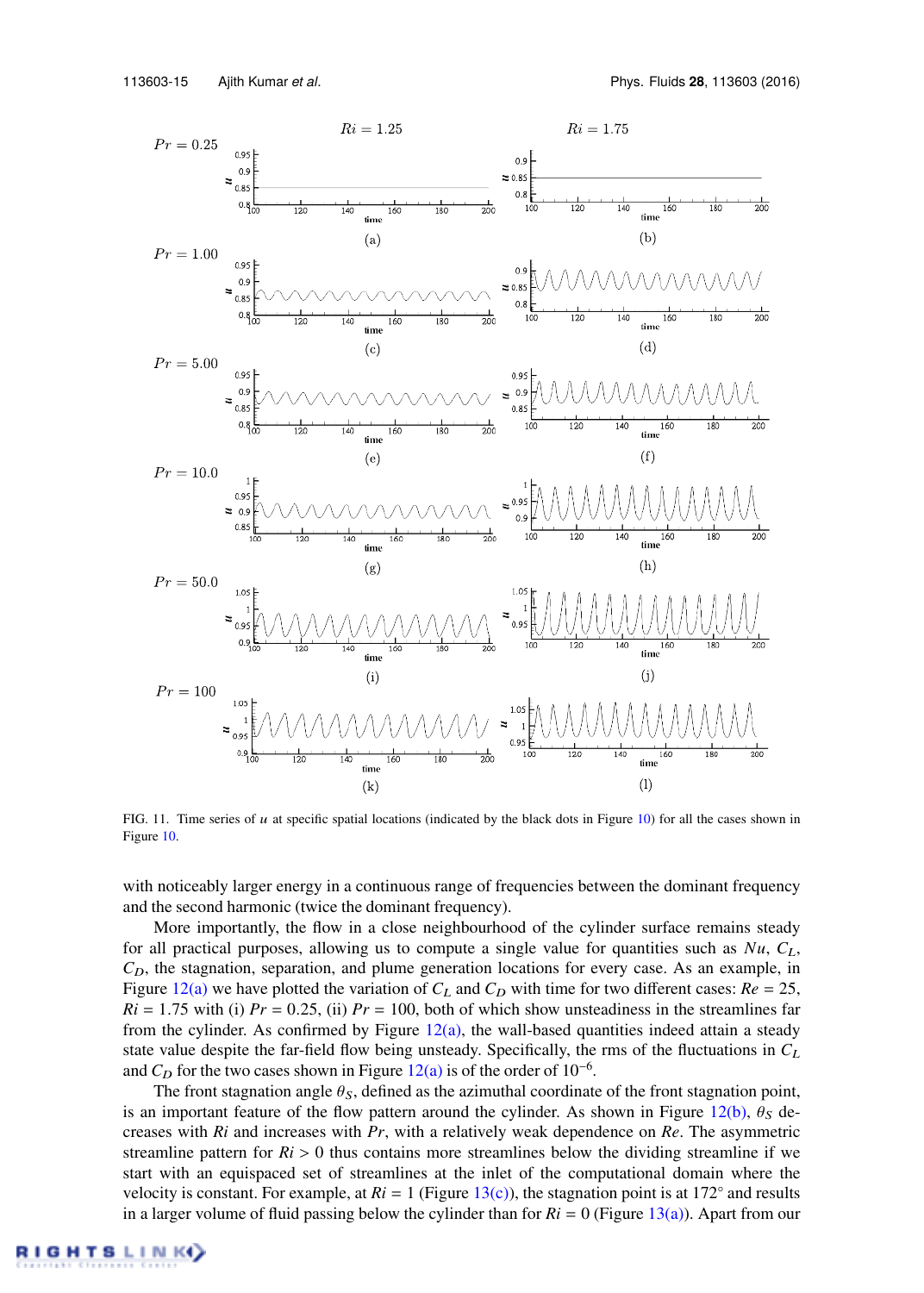FIG. 11. Time series of $u$ at specific spatial locations (indicated by the black dots in Figure 10) for all the cases shown in Figure 10.

with noticeably larger energy in a continuous range of frequencies between the dominant frequency and the second harmonic (twice the dominant frequency).

More importantly, the flow in a close neighbourhood of the cylinder surface remains steady for all practical purposes, allowing us to compute a single value for quantities such as $Nu$, $C_L$, $C_D$, the stagnation, separation, and plume generation locations for every case. As an example, in Figure 12(a) we have plotted the variation of $C_L$ and $C_D$ with time for two different cases: $Re = 25$, $Ri = 1.75$ with (i) $Pr = 0.25$, (ii) $Pr = 100$, both of which show unsteadiness in the streamlines far from the cylinder. As confirmed by Figure 12(a), the wall-based quantities indeed attain a steady state value despite the far-field flow being unsteady. Specifically, the rms of the fluctuations in $C_L$ and $C_D$ for the two cases shown in Figure 12(a) is of the order of $10^{-6}$.

The front stagnation angle $\theta_S$, defined as the azimuthal coordinate of the front stagnation point, is an important feature of the flow pattern around the cylinder. As shown in Figure 12(b), $\theta_S$ decreases with $Ri$ and increases with $Pr$, with a relatively weak dependence on $Re$. The asymmetric streamline pattern for $Ri > 0$ thus contains more streamlines below the dividing streamline if we start with an equispaced set of streamlines at the inlet of the computational domain where the velocity is constant. For example, at $Ri = 1$ (Figure 13(c)), the stagnation point is at 172° and results in a larger volume of fluid passing below the cylinder than for $Ri = 0$ (Figure 13(a)). Apart from our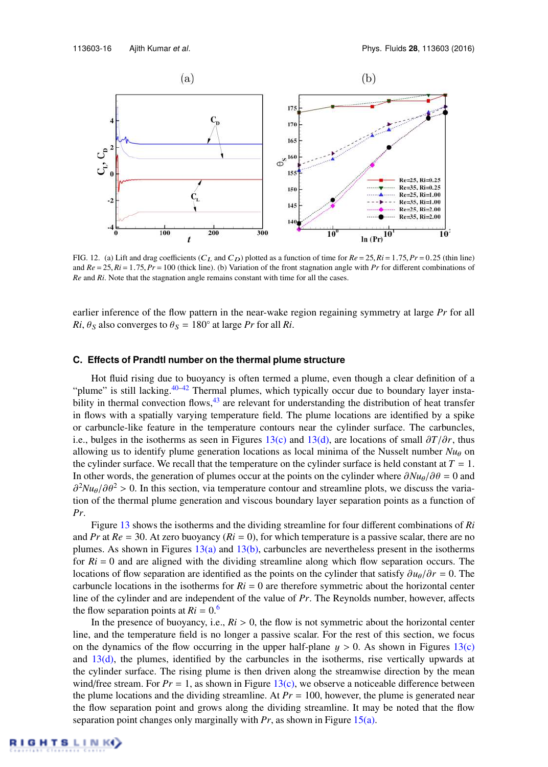FIG. 12. (a) Lift and drag coefficients ($C_L$ and $C_D$) plotted as a function of time for $Re = 25, Ri = 1.75, Pr = 0.25$ (thin line) and $Re = 25, Ri = 1.75, Pr = 100$ (thick line). (b) Variation of the front stagnation angle with $Pr$ for different combinations of $Re$ and $Ri$. Note that the stagnation angle remains constant with time for all the cases.

earlier inference of the flow pattern in the near-wake region regaining symmetry at large $Pr$ for all $Ri$, $\theta_S$ also converges to $\theta_S = 180°$ at large $Pr$ for all $Ri$.

### C. Effects of Prandtl number on the thermal plume structure

Hot fluid rising due to buoyancy is often termed a plume, even though a clear definition of a "plume" is still lacking.[40–42] Thermal plumes, which typically occur due to boundary layer instability in thermal convection flows,[43] are relevant for understanding the distribution of heat transfer in flows with a spatially varying temperature field. The plume locations are identified by a spike or carbuncle-like feature in the temperature contours near the cylinder surface. The carbuncles, i.e., bulges in the isotherms as seen in Figures 13(c) and 13(d), are locations of small $\partial T/\partial r$, thus allowing us to identify plume generation locations as local minima of the Nusselt number $Nu_\theta$ on the cylinder surface. We recall that the temperature on the cylinder surface is held constant at $T = 1$. In other words, the generation of plumes occur at the points on the cylinder where $\partial Nu_\theta/\partial\theta = 0$ and $\partial^2 Nu_\theta/\partial\theta^2 > 0$. In this section, via temperature contour and streamline plots, we discuss the variation of the thermal plume generation and viscous boundary layer separation points as a function of $Pr$.

Figure 13 shows the isotherms and the dividing streamline for four different combinations of $Ri$ and $Pr$ at $Re = 30$. At zero buoyancy ($Ri = 0$), for which temperature is a passive scalar, there are no plumes. As shown in Figures 13(a) and 13(b), carbuncles are nevertheless present in the isotherms for $Ri = 0$ and are aligned with the dividing streamline along which flow separation occurs. The locations of flow separation are identified as the points on the cylinder that satisfy $\partial u_\theta/\partial r = 0$. The carbuncle locations in the isotherms for $Ri = 0$ are therefore symmetric about the horizontal center line of the cylinder and are independent of the value of $Pr$. The Reynolds number, however, affects the flow separation points at $Ri = 0$.[6]

In the presence of buoyancy, i.e., $Ri > 0$, the flow is not symmetric about the horizontal center line, and the temperature field is no longer a passive scalar. For the rest of this section, we focus on the dynamics of the flow occurring in the upper half-plane $y > 0$. As shown in Figures 13(c) and 13(d), the plumes, identified by the carbuncles in the isotherms, rise vertically upwards at the cylinder surface. The rising plume is then driven along the streamwise direction by the mean wind/free stream. For $Pr = 1$, as shown in Figure 13(c), we observe a noticeable difference between the plume locations and the dividing streamline. At $Pr = 100$, however, the plume is generated near the flow separation point and grows along the dividing streamline. It may be noted that the flow separation point changes only marginally with $Pr$, as shown in Figure 15(a).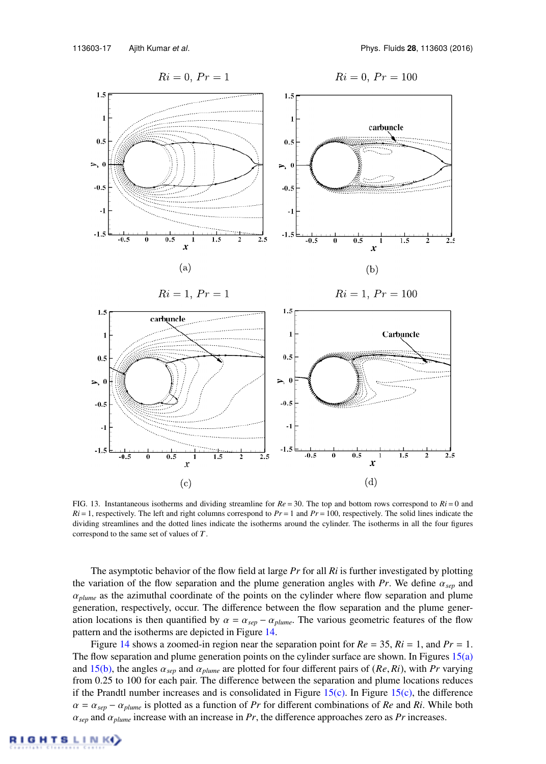FIG. 13. Instantaneous isotherms and dividing streamline for $Re = 30$. The top and bottom rows correspond to $Ri = 0$ and $Ri = 1$, respectively. The left and right columns correspond to $Pr = 1$ and $Pr = 100$, respectively. The solid lines indicate the dividing streamlines and the dotted lines indicate the isotherms around the cylinder. The isotherms in all the four figures correspond to the same set of values of $T$.

The asymptotic behavior of the flow field at large $Pr$ for all $Ri$ is further investigated by plotting the variation of the flow separation and the plume generation angles with $Pr$. We define $\alpha_{sep}$ and $\alpha_{plume}$ as the azimuthal coordinate of the points on the cylinder where flow separation and plume generation, respectively, occur. The difference between the flow separation and the plume generation locations is then quantified by $\alpha = \alpha_{sep} - \alpha_{plume}$. The various geometric features of the flow pattern and the isotherms are depicted in Figure 14.

Figure 14 shows a zoomed-in region near the separation point for $Re = 35$, $Ri = 1$, and $Pr = 1$. The flow separation and plume generation points on the cylinder surface are shown. In Figures 15(a) and 15(b), the angles $\alpha_{sep}$ and $\alpha_{plume}$ are plotted for four different pairs of $(Re, Ri)$, with $Pr$ varying from 0.25 to 100 for each pair. The difference between the separation and plume locations reduces if the Prandtl number increases and is consolidated in Figure 15(c). In Figure 15(c), the difference $\alpha = \alpha_{sep} - \alpha_{plume}$ is plotted as a function of $Pr$ for different combinations of $Re$ and $Ri$. While both $\alpha_{sep}$ and $\alpha_{plume}$ increase with an increase in $Pr$, the difference approaches zero as $Pr$ increases.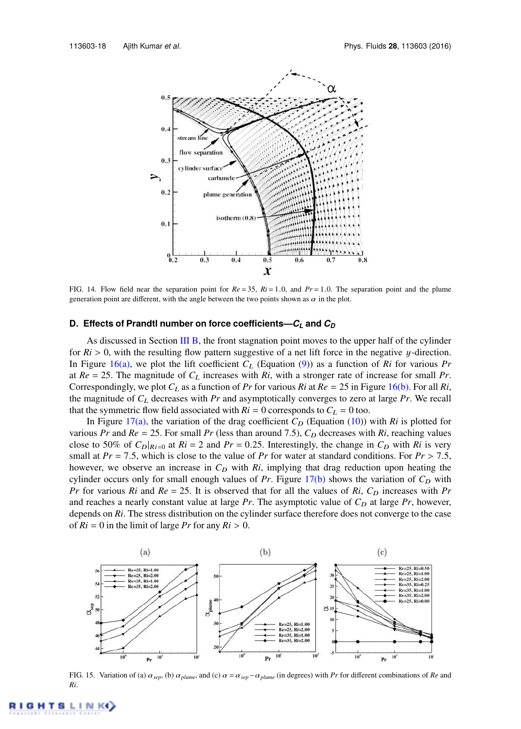FIG. 14. Flow field near the separation point for $Re = 35$, $Ri = 1.0$, and $Pr = 1.0$. The separation point and the plume generation point are different, with the angle between the two points shown as $\alpha$ in the plot.

### D. Effects of Prandtl number on force coefficients—$C_L$ and $C_D$

As discussed in Section III B, the front stagnation point moves to the upper half of the cylinder for $Ri > 0$, with the resulting flow pattern suggestive of a net lift force in the negative $y$-direction. In Figure 16(a), we plot the lift coefficient $C_L$ (Equation (9)) as a function of $Ri$ for various $Pr$ at $Re = 25$. The magnitude of $C_L$ increases with $Ri$, with a stronger rate of increase for small $Pr$. Correspondingly, we plot $C_L$ as a function of $Pr$ for various $Ri$ at $Re = 25$ in Figure 16(b). For all $Ri$, the magnitude of $C_L$ decreases with $Pr$ and asymptotically converges to zero at large $Pr$. We recall that the symmetric flow field associated with $Ri = 0$ corresponds to $C_L = 0$ too.

In Figure 17(a), the variation of the drag coefficient $C_D$ (Equation (10)) with $Ri$ is plotted for various $Pr$ and $Re = 25$. For small $Pr$ (less than around 7.5), $C_D$ decreases with $Ri$, reaching values close to 50% of $C_D|_{Ri=0}$ at $Ri = 2$ and $Pr = 0.25$. Interestingly, the change in $C_D$ with $Ri$ is very small at $Pr = 7.5$, which is close to the value of $Pr$ for water at standard conditions. For $Pr > 7.5$, however, we observe an increase in $C_D$ with $Ri$, implying that drag reduction upon heating the cylinder occurs only for small enough values of $Pr$. Figure 17(b) shows the variation of $C_D$ with $Pr$ for various $Ri$ and $Re = 25$. It is observed that for all the values of $Ri$, $C_D$ increases with $Pr$ and reaches a nearly constant value at large $Pr$. The asymptotic value of $C_D$ at large $Pr$, however, depends on $Ri$. The stress distribution on the cylinder surface therefore does not converge to the case of $Ri = 0$ in the limit of large $Pr$ for any $Ri > 0$.

FIG. 15. Variation of (a) $\alpha_{sep}$, (b) $\alpha_{plume}$, and (c) $\alpha = \alpha_{sep} - \alpha_{plume}$ (in degrees) with $Pr$ for different combinations of $Re$ and $Ri$.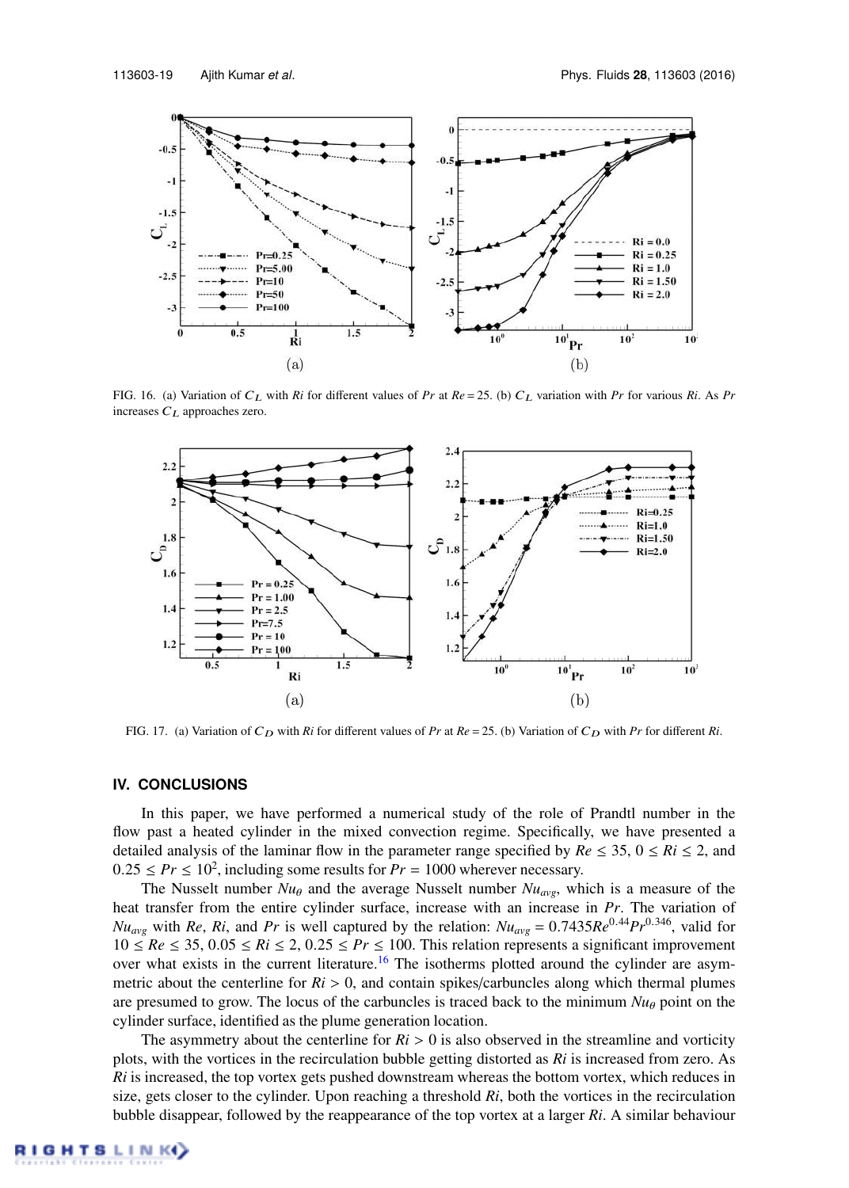FIG. 16. (a) Variation of $C_L$ with $Ri$ for different values of $Pr$ at $Re = 25$. (b) $C_L$ variation with $Pr$ for various $Ri$. As $Pr$ increases $C_L$ approaches zero.

FIG. 17. (a) Variation of $C_D$ with $Ri$ for different values of $Pr$ at $Re = 25$. (b) Variation of $C_D$ with $Pr$ for different $Ri$.

## IV. CONCLUSIONS

In this paper, we have performed a numerical study of the role of Prandtl number in the flow past a heated cylinder in the mixed convection regime. Specifically, we have presented a detailed analysis of the laminar flow in the parameter range specified by $Re \leq 35$, $0 \leq Ri \leq 2$, and $0.25 \leq Pr \leq 10^2$, including some results for $Pr = 1000$ wherever necessary.

The Nusselt number $Nu_\theta$ and the average Nusselt number $Nu_{avg}$, which is a measure of the heat transfer from the entire cylinder surface, increase with an increase in $Pr$. The variation of $Nu_{avg}$ with $Re$, $Ri$, and $Pr$ is well captured by the relation: $Nu_{avg} = 0.7435Re^{0.44}Pr^{0.346}$, valid for $10 \leq Re \leq 35$, $0.05 \leq Ri \leq 2$, $0.25 \leq Pr \leq 100$. This relation represents a significant improvement over what exists in the current literature.[16] The isotherms plotted around the cylinder are asymmetric about the centerline for $Ri > 0$, and contain spikes/carbuncles along which thermal plumes are presumed to grow. The locus of the carbuncles is traced back to the minimum $Nu_\theta$ point on the cylinder surface, identified as the plume generation location.

The asymmetry about the centerline for $Ri > 0$ is also observed in the streamline and vorticity plots, with the vortices in the recirculation bubble getting distorted as $Ri$ is increased from zero. As $Ri$ is increased, the top vortex gets pushed downstream whereas the bottom vortex, which reduces in size, gets closer to the cylinder. Upon reaching a threshold $Ri$, both the vortices in the recirculation bubble disappear, followed by the reappearance of the top vortex at a larger $Ri$. A similar behaviour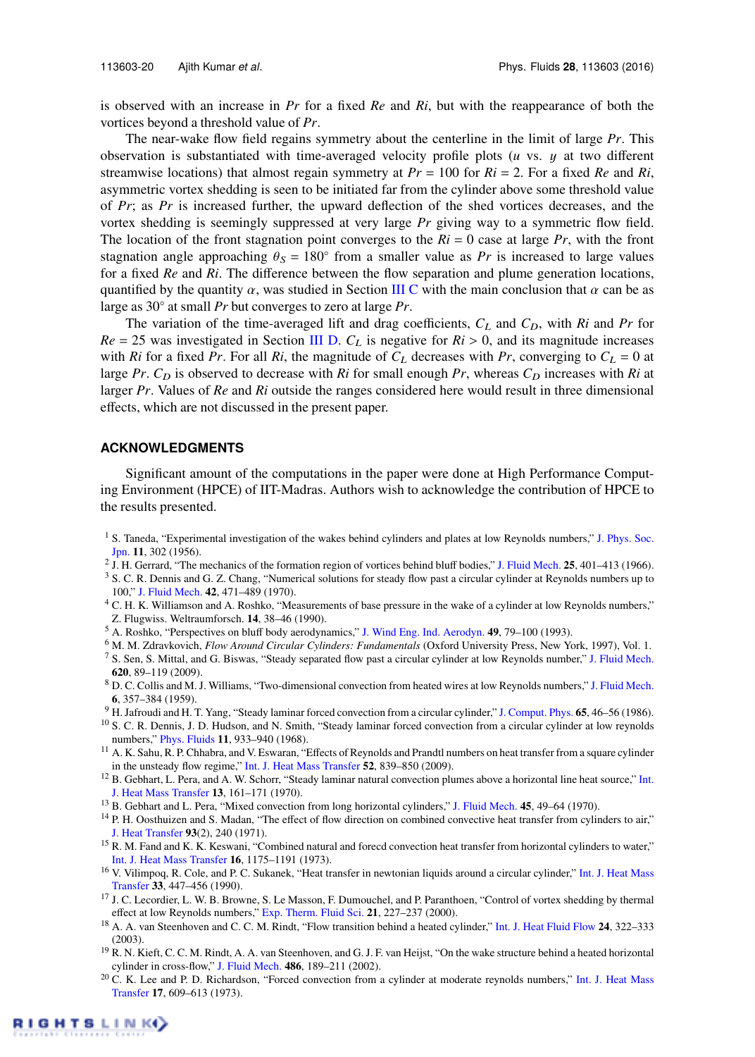is observed with an increase in $Pr$ for a fixed $Re$ and $Ri$, but with the reappearance of both the vortices beyond a threshold value of $Pr$.

The near-wake flow field regains symmetry about the centerline in the limit of large $Pr$. This observation is substantiated with time-averaged velocity profile plots ($u$ vs. $y$ at two different streamwise locations) that almost regain symmetry at $Pr = 100$ for $Ri = 2$. For a fixed $Re$ and $Ri$, asymmetric vortex shedding is seen to be initiated far from the cylinder above some threshold value of $Pr$; as $Pr$ is increased further, the upward deflection of the shed vortices decreases, and the vortex shedding is seemingly suppressed at very large $Pr$ giving way to a symmetric flow field. The location of the front stagnation point converges to the $Ri = 0$ case at large $Pr$, with the front stagnation angle approaching $\theta_S = 180°$ from a smaller value as $Pr$ is increased to large values for a fixed $Re$ and $Ri$. The difference between the flow separation and plume generation locations, quantified by the quantity $\alpha$, was studied in Section III C with the main conclusion that $\alpha$ can be as large as 30° at small $Pr$ but converges to zero at large $Pr$.

The variation of the time-averaged lift and drag coefficients, $C_L$ and $C_D$, with $Ri$ and $Pr$ for $Re = 25$ was investigated in Section III D. $C_L$ is negative for $Ri > 0$, and its magnitude increases with $Ri$ for a fixed $Pr$. For all $Ri$, the magnitude of $C_L$ decreases with $Pr$, converging to $C_L = 0$ at large $Pr$. $C_D$ is observed to decrease with $Ri$ for small enough $Pr$, whereas $C_D$ increases with $Ri$ at larger $Pr$. Values of $Re$ and $Ri$ outside the ranges considered here would result in three dimensional effects, which are not discussed in the present paper.

## ACKNOWLEDGMENTS

Significant amount of the computations in the paper were done at High Performance Computing Environment (HPCE) of IIT-Madras. Authors wish to acknowledge the contribution of HPCE to the results presented.

[1] S. Taneda, "Experimental investigation of the wakes behind cylinders and plates at low Reynolds numbers," J. Phys. Soc. Jpn. **11**, 302 (1956).
[2] J. H. Gerrard, "The mechanics of the formation region of vortices behind bluff bodies," J. Fluid Mech. **25**, 401–413 (1966).
[3] S. C. R. Dennis and G. Z. Chang, "Numerical solutions for steady flow past a circular cylinder at Reynolds numbers up to 100," J. Fluid Mech. **42**, 471–489 (1970).
[4] C. H. K. Williamson and A. Roshko, "Measurements of base pressure in the wake of a cylinder at low Reynolds numbers," Z. Flugwiss. Weltraumforsch. **14**, 38–46 (1990).
[5] A. Roshko, "Perspectives on bluff body aerodynamics," J. Wind Eng. Ind. Aerodyn. **49**, 79–100 (1993).
[6] M. M. Zdravkovich, *Flow Around Circular Cylinders: Fundamentals* (Oxford University Press, New York, 1997), Vol. 1.
[7] S. Sen, S. Mittal, and G. Biswas, "Steady separated flow past a circular cylinder at low Reynolds number," J. Fluid Mech. **620**, 89–119 (2009).
[8] D. C. Collis and M. J. Williams, "Two-dimensional convection from heated wires at low Reynolds numbers," J. Fluid Mech. **6**, 357–384 (1959).
[9] H. Jafroudi and H. T. Yang, "Steady laminar forced convection from a circular cylinder," J. Comput. Phys. **65**, 46–56 (1986).
[10] S. C. R. Dennis, J. D. Hudson, and N. Smith, "Steady laminar forced convection from a circular cylinder at low reynolds numbers," Phys. Fluids **11**, 933–940 (1968).
[11] A. K. Sahu, R. P. Chhabra, and V. Eswaran, "Effects of Reynolds and Prandtl numbers on heat transfer from a square cylinder in the unsteady flow regime," Int. J. Heat Mass Transfer **52**, 839–850 (2009).
[12] B. Gebhart, L. Pera, and A. W. Schorr, "Steady laminar natural convection plumes above a horizontal line heat source," Int. J. Heat Mass Transfer **13**, 161–171 (1970).
[13] B. Gebhart and L. Pera, "Mixed convection from long horizontal cylinders," J. Fluid Mech. **45**, 49–64 (1970).
[14] P. H. Oosthuizen and S. Madan, "The effect of flow direction on combined convective heat transfer from cylinders to air," J. Heat Transfer **93**(2), 240 (1971).
[15] R. M. Fand and K. K. Keswani, "Combined natural and forecd convection heat transfer from horizontal cylinders to water," Int. J. Heat Mass Transfer **16**, 1175–1191 (1973).
[16] V. Vilimpoq, R. Cole, and P. C. Sukanek, "Heat transfer in newtonian liquids around a circular cylinder," Int. J. Heat Mass Transfer **33**, 447–456 (1990).
[17] J. C. Lecordier, L. W. B. Browne, S. Le Masson, F. Dumouchel, and P. Paranthoen, "Control of vortex shedding by thermal effect at low Reynolds numbers," Exp. Therm. Fluid Sci. **21**, 227–237 (2000).
[18] A. A. van Steenhoven and C. C. M. Rindt, "Flow transition behind a heated cylinder," Int. J. Heat Fluid Flow **24**, 322–333 (2003).
[19] R. N. Kieft, C. C. M. Rindt, A. A. van Steenhoven, and G. J. F. van Heijst, "On the wake structure behind a heated horizontal cylinder in cross-flow," J. Fluid Mech. **486**, 189–211 (2002).
[20] C. K. Lee and P. D. Richardson, "Forced convection from a cylinder at moderate reynolds numbers," Int. J. Heat Mass Transfer **17**, 609–613 (1973).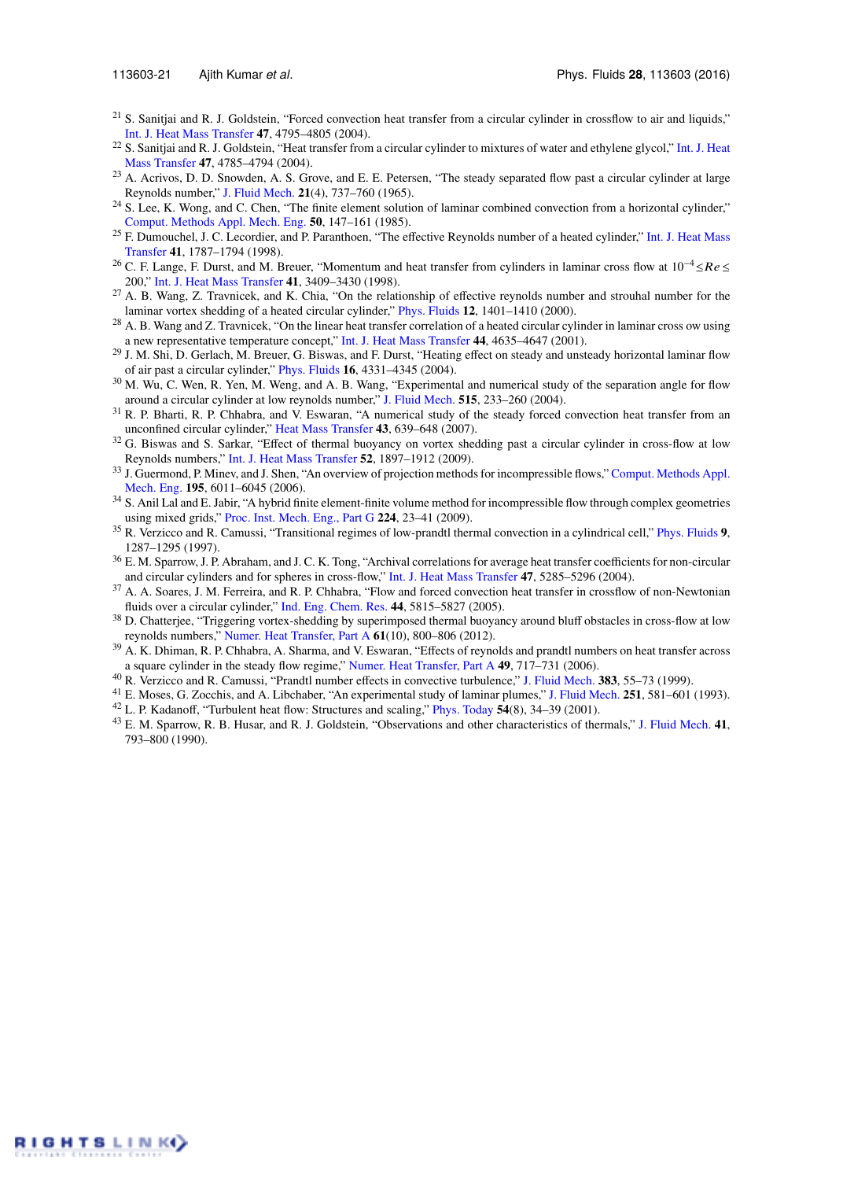[21] S. Sanitjai and R. J. Goldstein, "Forced convection heat transfer from a circular cylinder in crossflow to air and liquids," Int. J. Heat Mass Transfer **47**, 4795–4805 (2004).

[22] S. Sanitjai and R. J. Goldstein, "Heat transfer from a circular cylinder to mixtures of water and ethylene glycol," Int. J. Heat Mass Transfer **47**, 4785–4794 (2004).

[23] A. Acrivos, D. D. Snowden, A. S. Grove, and E. E. Petersen, "The steady separated flow past a circular cylinder at large Reynolds number," J. Fluid Mech. **21**(4), 737–760 (1965).

[24] S. Lee, K. Wong, and C. Chen, "The finite element solution of laminar combined convection from a horizontal cylinder," Comput. Methods Appl. Mech. Eng. **50**, 147–161 (1985).

[25] F. Dumouchel, J. C. Lecordier, and P. Paranthoen, "The effective Reynolds number of a heated cylinder," Int. J. Heat Mass Transfer **41**, 1787–1794 (1998).

[26] C. F. Lange, F. Durst, and M. Breuer, "Momentum and heat transfer from cylinders in laminar cross flow at $10^{-4} \leq Re \leq 200$," Int. J. Heat Mass Transfer **41**, 3409–3430 (1998).

[27] A. B. Wang, Z. Travnicek, and K. Chia, "On the relationship of effective reynolds number and strouhal number for the laminar vortex shedding of a heated circular cylinder," Phys. Fluids **12**, 1401–1410 (2000).

[28] A. B. Wang and Z. Travnicek, "On the linear heat transfer correlation of a heated circular cylinder in laminar cross ow using a new representative temperature concept," Int. J. Heat Mass Transfer **44**, 4635–4647 (2001).

[29] J. M. Shi, D. Gerlach, M. Breuer, G. Biswas, and F. Durst, "Heating effect on steady and unsteady horizontal laminar flow of air past a circular cylinder," Phys. Fluids **16**, 4331–4345 (2004).

[30] M. Wu, C. Wen, R. Yen, M. Weng, and A. B. Wang, "Experimental and numerical study of the separation angle for flow around a circular cylinder at low reynolds number," J. Fluid Mech. **515**, 233–260 (2004).

[31] R. P. Bharti, R. P. Chhabra, and V. Eswaran, "A numerical study of the steady forced convection heat transfer from an unconfined circular cylinder," Heat Mass Transfer **43**, 639–648 (2007).

[32] G. Biswas and S. Sarkar, "Effect of thermal buoyancy on vortex shedding past a circular cylinder in cross-flow at low Reynolds numbers," Int. J. Heat Mass Transfer **52**, 1897–1912 (2009).

[33] J. Guermond, P. Minev, and J. Shen, "An overview of projection methods for incompressible flows," Comput. Methods Appl. Mech. Eng. **195**, 6011–6045 (2006).

[34] S. Anil Lal and E. Jabir, "A hybrid finite element-finite volume method for incompressible flow through complex geometries using mixed grids," Proc. Inst. Mech. Eng., Part G **224**, 23–41 (2009).

[35] R. Verzicco and R. Camussi, "Transitional regimes of low-prandtl thermal convection in a cylindrical cell," Phys. Fluids **9**, 1287–1295 (1997).

[36] E. M. Sparrow, J. P. Abraham, and J. C. K. Tong, "Archival correlations for average heat transfer coefficients for non-circular and circular cylinders and for spheres in cross-flow," Int. J. Heat Mass Transfer **47**, 5285–5296 (2004).

[37] A. A. Soares, J. M. Ferreira, and R. P. Chhabra, "Flow and forced convection heat transfer in crossflow of non-Newtonian fluids over a circular cylinder," Ind. Eng. Chem. Res. **44**, 5815–5827 (2005).

[38] D. Chatterjee, "Triggering vortex-shedding by superimposed thermal buoyancy around bluff obstacles in cross-flow at low reynolds numbers," Numer. Heat Transfer, Part A **61**(10), 800–806 (2012).

[39] A. K. Dhiman, R. P. Chhabra, A. Sharma, and V. Eswaran, "Effects of reynolds and prandtl numbers on heat transfer across a square cylinder in the steady flow regime," Numer. Heat Transfer, Part A **49**, 717–731 (2006).

[40] R. Verzicco and R. Camussi, "Prandtl number effects in convective turbulence," J. Fluid Mech. **383**, 55–73 (1999).

[41] E. Moses, G. Zocchis, and A. Libchaber, "An experimental study of laminar plumes," J. Fluid Mech. **251**, 581–601 (1993).

[42] L. P. Kadanoff, "Turbulent heat flow: Structures and scaling," Phys. Today **54**(8), 34–39 (2001).

[43] E. M. Sparrow, R. B. Husar, and R. J. Goldstein, "Observations and other characteristics of thermals," J. Fluid Mech. **41**, 793–800 (1990).